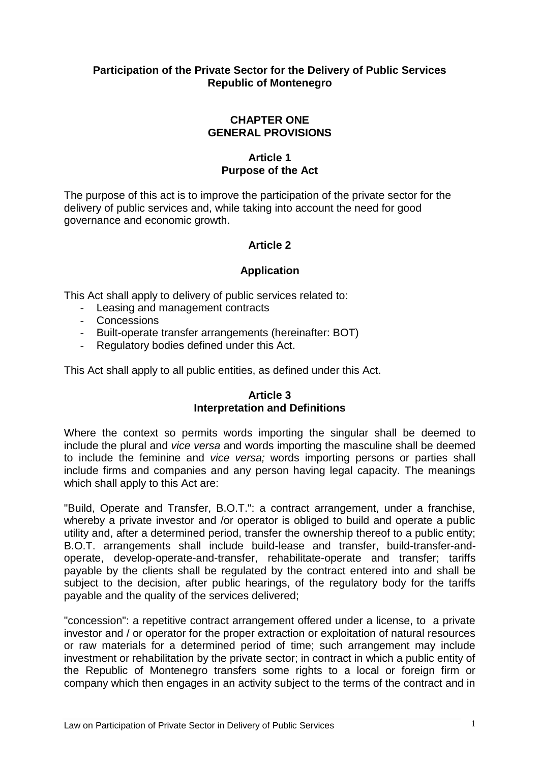**Participation of the Private Sector for the Delivery of Public Services**
**Republic of Montenegro**

# CHAPTER ONE
# GENERAL PROVISIONS

## Article 1
## Purpose of the Act

The purpose of this act is to improve the participation of the private sector for the delivery of public services and, while taking into account the need for good governance and economic growth.

## Article 2

## Application

This Act shall apply to delivery of public services related to:

- Leasing and management contracts
- Concessions
- Built-operate transfer arrangements (hereinafter: BOT)
- Regulatory bodies defined under this Act.

This Act shall apply to all public entities, as defined under this Act.

## Article 3
## Interpretation and Definitions

Where the context so permits words importing the singular shall be deemed to include the plural and *vice versa* and words importing the masculine shall be deemed to include the feminine and *vice versa;* words importing persons or parties shall include firms and companies and any person having legal capacity. The meanings which shall apply to this Act are:

"Build, Operate and Transfer, B.O.T.": a contract arrangement, under a franchise, whereby a private investor and /or operator is obliged to build and operate a public utility and, after a determined period, transfer the ownership thereof to a public entity; B.O.T. arrangements shall include build-lease and transfer, build-transfer-and-operate, develop-operate-and-transfer, rehabilitate-operate and transfer; tariffs payable by the clients shall be regulated by the contract entered into and shall be subject to the decision, after public hearings, of the regulatory body for the tariffs payable and the quality of the services delivered;

"concession": a repetitive contract arrangement offered under a license, to a private investor and / or operator for the proper extraction or exploitation of natural resources or raw materials for a determined period of time; such arrangement may include investment or rehabilitation by the private sector; in contract in which a public entity of the Republic of Montenegro transfers some rights to a local or foreign firm or company which then engages in an activity subject to the terms of the contract and in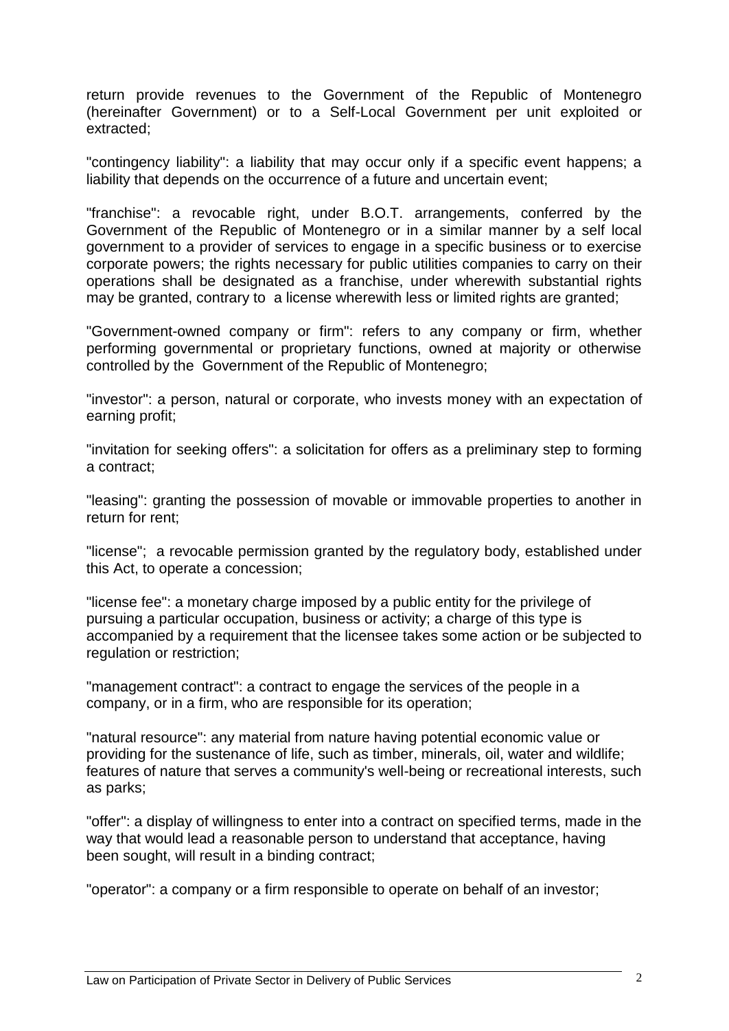return provide revenues to the Government of the Republic of Montenegro (hereinafter Government) or to a Self-Local Government per unit exploited or extracted;

"contingency liability": a liability that may occur only if a specific event happens; a liability that depends on the occurrence of a future and uncertain event;

"franchise": a revocable right, under B.O.T. arrangements, conferred by the Government of the Republic of Montenegro or in a similar manner by a self local government to a provider of services to engage in a specific business or to exercise corporate powers; the rights necessary for public utilities companies to carry on their operations shall be designated as a franchise, under wherewith substantial rights may be granted, contrary to a license wherewith less or limited rights are granted;

"Government-owned company or firm": refers to any company or firm, whether performing governmental or proprietary functions, owned at majority or otherwise controlled by the Government of the Republic of Montenegro;

"investor": a person, natural or corporate, who invests money with an expectation of earning profit;

"invitation for seeking offers": a solicitation for offers as a preliminary step to forming a contract;

"leasing": granting the possession of movable or immovable properties to another in return for rent;

"license"; a revocable permission granted by the regulatory body, established under this Act, to operate a concession;

"license fee": a monetary charge imposed by a public entity for the privilege of pursuing a particular occupation, business or activity; a charge of this type is accompanied by a requirement that the licensee takes some action or be subjected to regulation or restriction;

"management contract": a contract to engage the services of the people in a company, or in a firm, who are responsible for its operation;

"natural resource": any material from nature having potential economic value or providing for the sustenance of life, such as timber, minerals, oil, water and wildlife; features of nature that serves a community's well-being or recreational interests, such as parks;

"offer": a display of willingness to enter into a contract on specified terms, made in the way that would lead a reasonable person to understand that acceptance, having been sought, will result in a binding contract;

"operator": a company or a firm responsible to operate on behalf of an investor;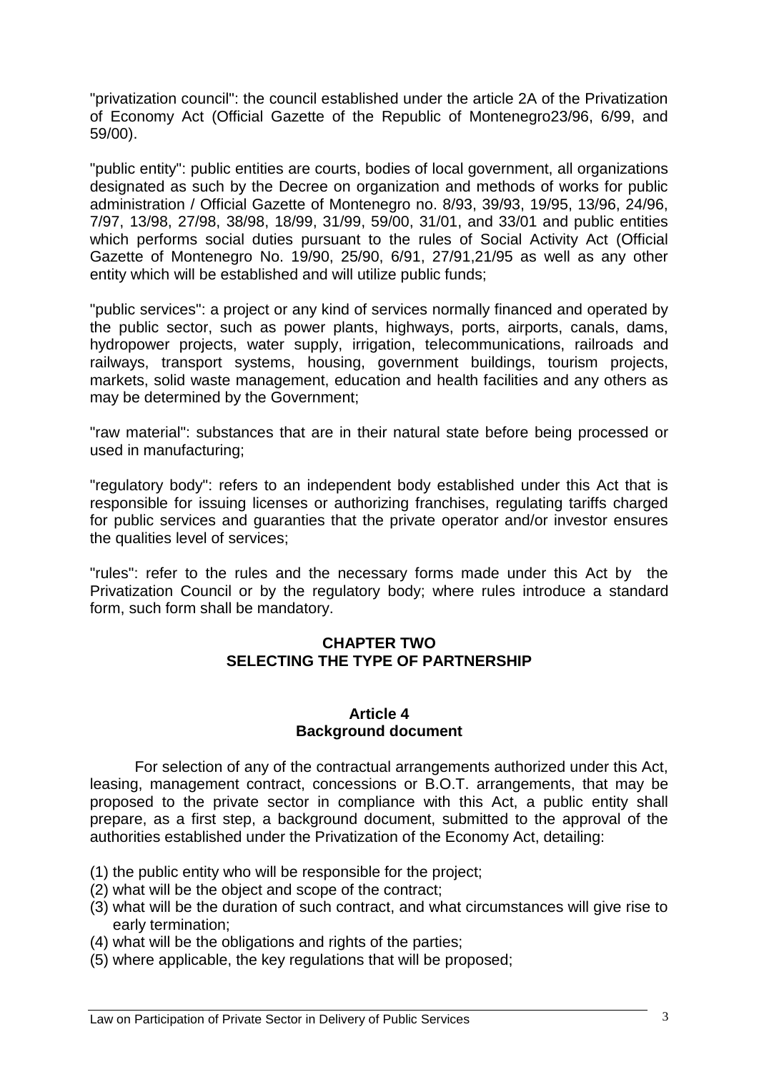"privatization council": the council established under the article 2A of the Privatization of Economy Act (Official Gazette of the Republic of Montenegro23/96, 6/99, and 59/00).

"public entity": public entities are courts, bodies of local government, all organizations designated as such by the Decree on organization and methods of works for public administration / Official Gazette of Montenegro no. 8/93, 39/93, 19/95, 13/96, 24/96, 7/97, 13/98, 27/98, 38/98, 18/99, 31/99, 59/00, 31/01, and 33/01 and public entities which performs social duties pursuant to the rules of Social Activity Act (Official Gazette of Montenegro No. 19/90, 25/90, 6/91, 27/91,21/95 as well as any other entity which will be established and will utilize public funds;

"public services": a project or any kind of services normally financed and operated by the public sector, such as power plants, highways, ports, airports, canals, dams, hydropower projects, water supply, irrigation, telecommunications, railroads and railways, transport systems, housing, government buildings, tourism projects, markets, solid waste management, education and health facilities and any others as may be determined by the Government;

"raw material": substances that are in their natural state before being processed or used in manufacturing;

"regulatory body": refers to an independent body established under this Act that is responsible for issuing licenses or authorizing franchises, regulating tariffs charged for public services and guaranties that the private operator and/or investor ensures the qualities level of services;

"rules": refer to the rules and the necessary forms made under this Act by the Privatization Council or by the regulatory body; where rules introduce a standard form, such form shall be mandatory.

## CHAPTER TWO
## SELECTING THE TYPE OF PARTNERSHIP

### Article 4
### Background document

For selection of any of the contractual arrangements authorized under this Act, leasing, management contract, concessions or B.O.T. arrangements, that may be proposed to the private sector in compliance with this Act, a public entity shall prepare, as a first step, a background document, submitted to the approval of the authorities established under the Privatization of the Economy Act, detailing:

(1) the public entity who will be responsible for the project;
(2) what will be the object and scope of the contract;
(3) what will be the duration of such contract, and what circumstances will give rise to early termination;
(4) what will be the obligations and rights of the parties;
(5) where applicable, the key regulations that will be proposed;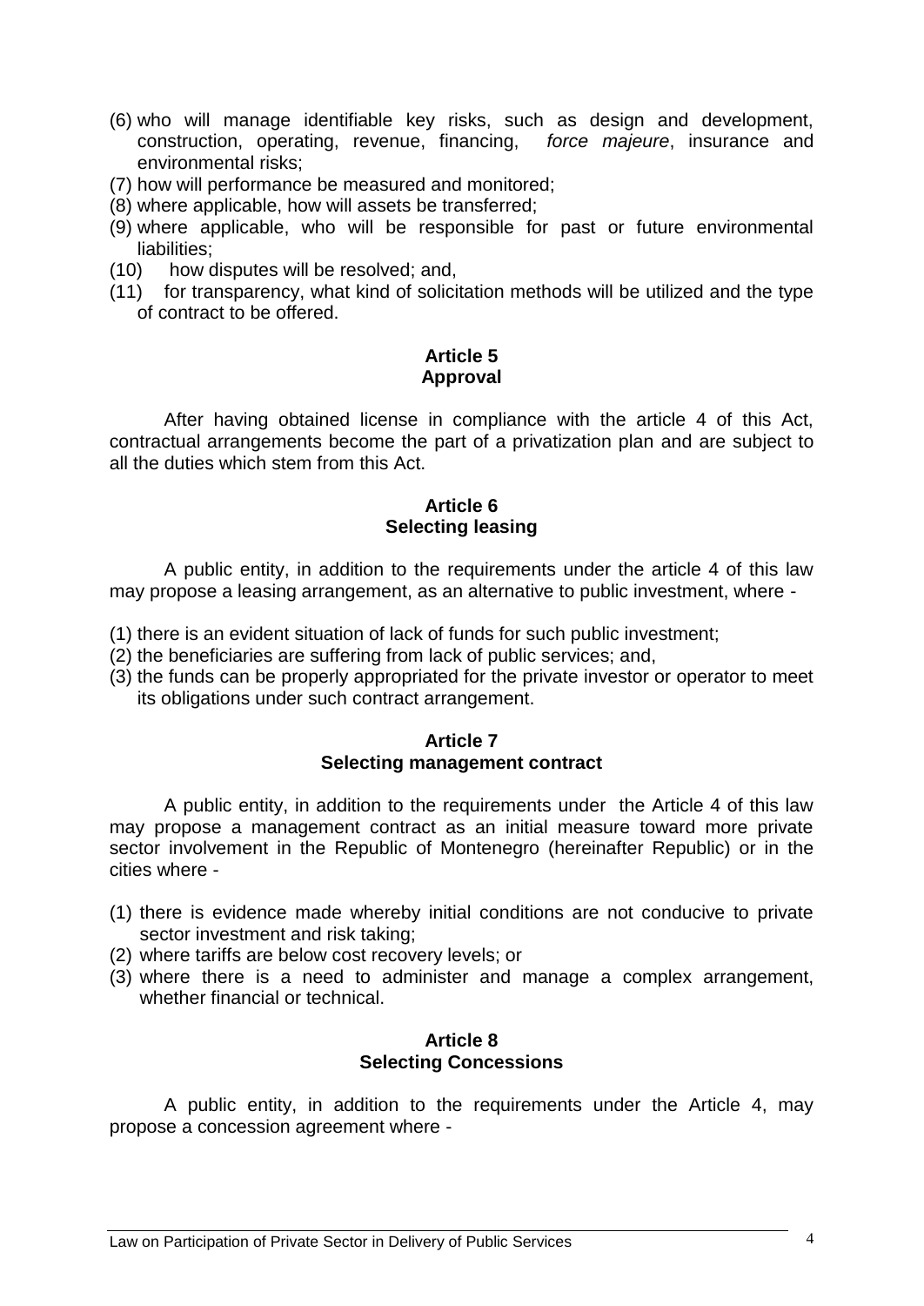(6) who will manage identifiable key risks, such as design and development, construction, operating, revenue, financing, *force majeure*, insurance and environmental risks;
(7) how will performance be measured and monitored;
(8) where applicable, how will assets be transferred;
(9) where applicable, who will be responsible for past or future environmental liabilities;
(10) how disputes will be resolved; and,
(11) for transparency, what kind of solicitation methods will be utilized and the type of contract to be offered.

### Article 5
### Approval

After having obtained license in compliance with the article 4 of this Act, contractual arrangements become the part of a privatization plan and are subject to all the duties which stem from this Act.

### Article 6
### Selecting leasing

A public entity, in addition to the requirements under the article 4 of this law may propose a leasing arrangement, as an alternative to public investment, where -

(1) there is an evident situation of lack of funds for such public investment;
(2) the beneficiaries are suffering from lack of public services; and,
(3) the funds can be properly appropriated for the private investor or operator to meet its obligations under such contract arrangement.

### Article 7
### Selecting management contract

A public entity, in addition to the requirements under the Article 4 of this law may propose a management contract as an initial measure toward more private sector involvement in the Republic of Montenegro (hereinafter Republic) or in the cities where -

(1) there is evidence made whereby initial conditions are not conducive to private sector investment and risk taking;
(2) where tariffs are below cost recovery levels; or
(3) where there is a need to administer and manage a complex arrangement, whether financial or technical.

### Article 8
### Selecting Concessions

A public entity, in addition to the requirements under the Article 4, may propose a concession agreement where -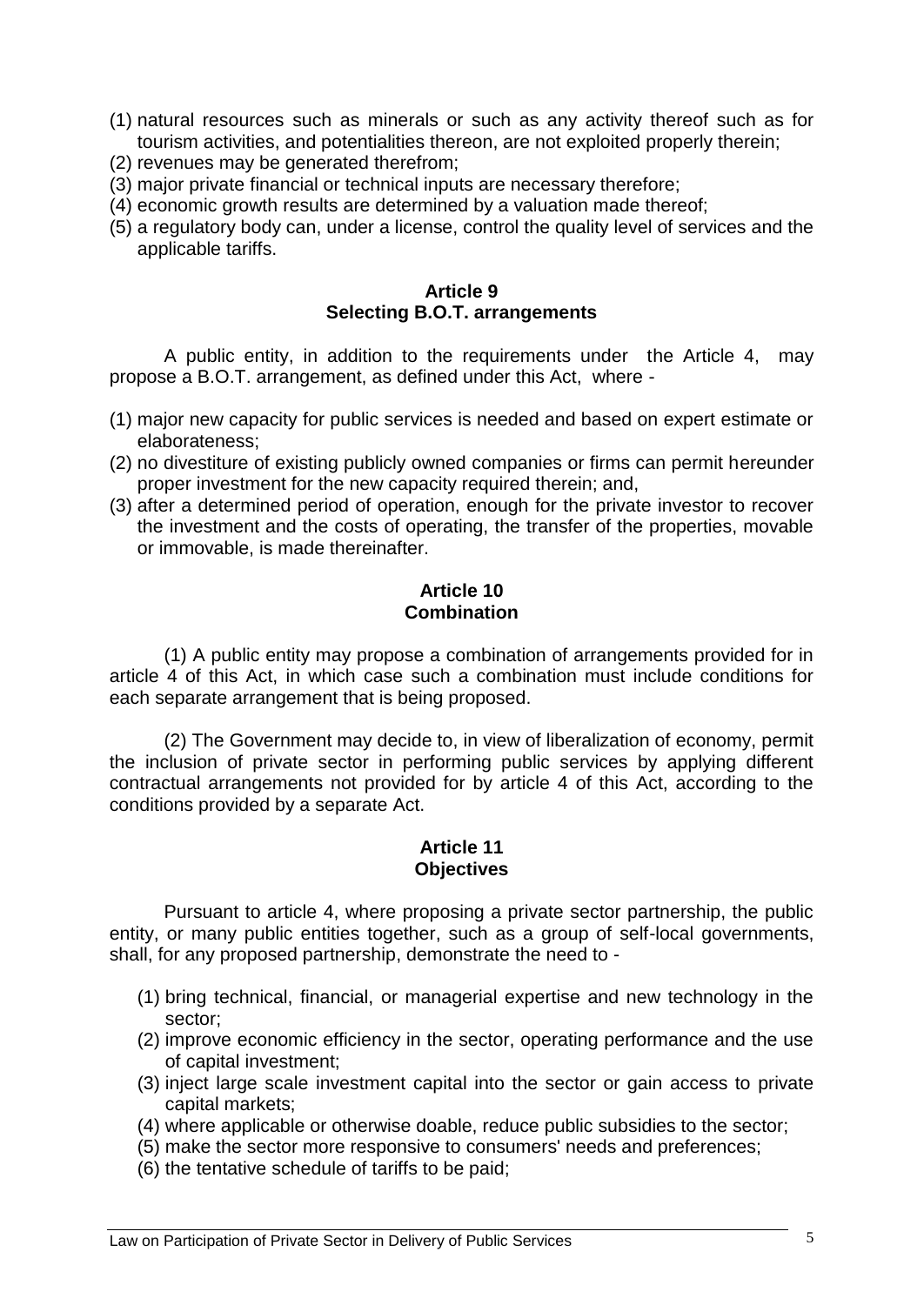(1) natural resources such as minerals or such as any activity thereof such as for tourism activities, and potentialities thereon, are not exploited properly therein;
(2) revenues may be generated therefrom;
(3) major private financial or technical inputs are necessary therefore;
(4) economic growth results are determined by a valuation made thereof;
(5) a regulatory body can, under a license, control the quality level of services and the applicable tariffs.

### Article 9
### Selecting B.O.T. arrangements

A public entity, in addition to the requirements under the Article 4, may propose a B.O.T. arrangement, as defined under this Act, where -

(1) major new capacity for public services is needed and based on expert estimate or elaborateness;
(2) no divestiture of existing publicly owned companies or firms can permit hereunder proper investment for the new capacity required therein; and,
(3) after a determined period of operation, enough for the private investor to recover the investment and the costs of operating, the transfer of the properties, movable or immovable, is made thereinafter.

### Article 10
### Combination

(1) A public entity may propose a combination of arrangements provided for in article 4 of this Act, in which case such a combination must include conditions for each separate arrangement that is being proposed.

(2) The Government may decide to, in view of liberalization of economy, permit the inclusion of private sector in performing public services by applying different contractual arrangements not provided for by article 4 of this Act, according to the conditions provided by a separate Act.

### Article 11
### Objectives

Pursuant to article 4, where proposing a private sector partnership, the public entity, or many public entities together, such as a group of self-local governments, shall, for any proposed partnership, demonstrate the need to -

(1) bring technical, financial, or managerial expertise and new technology in the sector;
(2) improve economic efficiency in the sector, operating performance and the use of capital investment;
(3) inject large scale investment capital into the sector or gain access to private capital markets;
(4) where applicable or otherwise doable, reduce public subsidies to the sector;
(5) make the sector more responsive to consumers' needs and preferences;
(6) the tentative schedule of tariffs to be paid;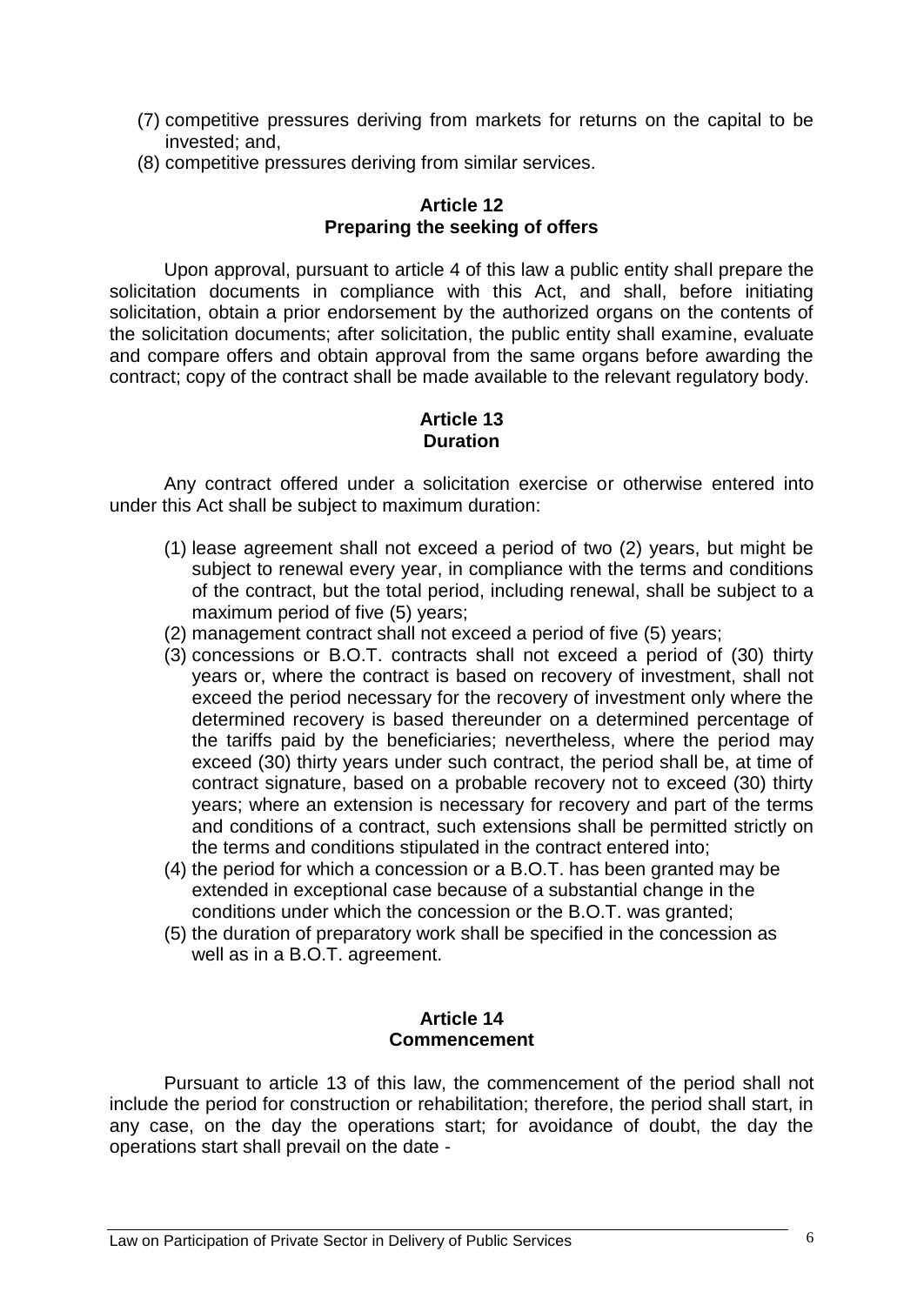(7) competitive pressures deriving from markets for returns on the capital to be invested; and,
(8) competitive pressures deriving from similar services.

### Article 12
### Preparing the seeking of offers

Upon approval, pursuant to article 4 of this law a public entity shall prepare the solicitation documents in compliance with this Act, and shall, before initiating solicitation, obtain a prior endorsement by the authorized organs on the contents of the solicitation documents; after solicitation, the public entity shall examine, evaluate and compare offers and obtain approval from the same organs before awarding the contract; copy of the contract shall be made available to the relevant regulatory body.

### Article 13
### Duration

Any contract offered under a solicitation exercise or otherwise entered into under this Act shall be subject to maximum duration:

(1) lease agreement shall not exceed a period of two (2) years, but might be subject to renewal every year, in compliance with the terms and conditions of the contract, but the total period, including renewal, shall be subject to a maximum period of five (5) years;
(2) management contract shall not exceed a period of five (5) years;
(3) concessions or B.O.T. contracts shall not exceed a period of (30) thirty years or, where the contract is based on recovery of investment, shall not exceed the period necessary for the recovery of investment only where the determined recovery is based thereunder on a determined percentage of the tariffs paid by the beneficiaries; nevertheless, where the period may exceed (30) thirty years under such contract, the period shall be, at time of contract signature, based on a probable recovery not to exceed (30) thirty years; where an extension is necessary for recovery and part of the terms and conditions of a contract, such extensions shall be permitted strictly on the terms and conditions stipulated in the contract entered into;
(4) the period for which a concession or a B.O.T. has been granted may be extended in exceptional case because of a substantial change in the conditions under which the concession or the B.O.T. was granted;
(5) the duration of preparatory work shall be specified in the concession as well as in a B.O.T. agreement.

### Article 14
### Commencement

Pursuant to article 13 of this law, the commencement of the period shall not include the period for construction or rehabilitation; therefore, the period shall start, in any case, on the day the operations start; for avoidance of doubt, the day the operations start shall prevail on the date -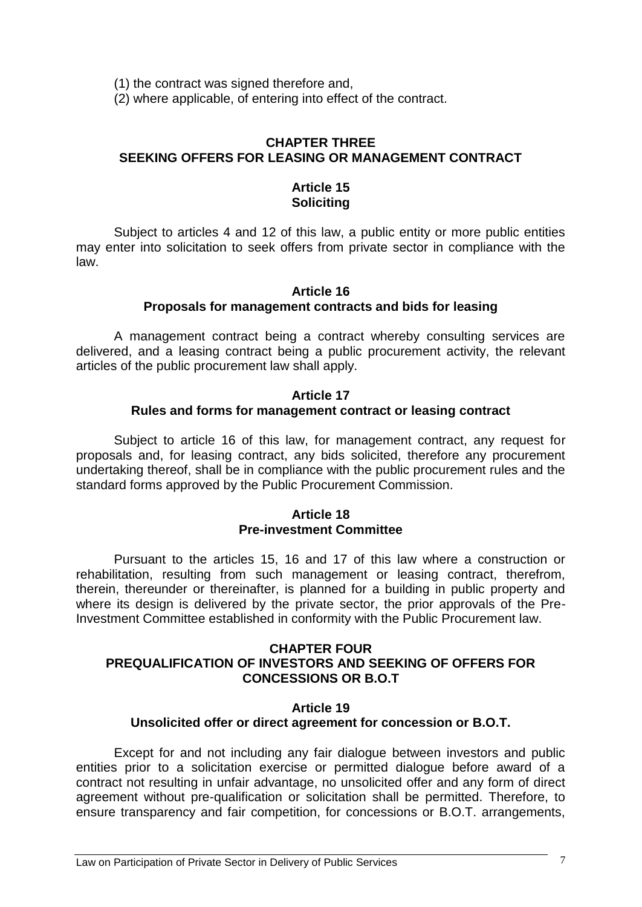(1) the contract was signed therefore and,

(2) where applicable, of entering into effect of the contract.

## CHAPTER THREE
## SEEKING OFFERS FOR LEASING OR MANAGEMENT CONTRACT

### Article 15
### Soliciting

Subject to articles 4 and 12 of this law, a public entity or more public entities may enter into solicitation to seek offers from private sector in compliance with the law.

### Article 16
### Proposals for management contracts and bids for leasing

A management contract being a contract whereby consulting services are delivered, and a leasing contract being a public procurement activity, the relevant articles of the public procurement law shall apply.

### Article 17
### Rules and forms for management contract or leasing contract

Subject to article 16 of this law, for management contract, any request for proposals and, for leasing contract, any bids solicited, therefore any procurement undertaking thereof, shall be in compliance with the public procurement rules and the standard forms approved by the Public Procurement Commission.

### Article 18
### Pre-investment Committee

Pursuant to the articles 15, 16 and 17 of this law where a construction or rehabilitation, resulting from such management or leasing contract, therefrom, therein, thereunder or thereinafter, is planned for a building in public property and where its design is delivered by the private sector, the prior approvals of the Pre-Investment Committee established in conformity with the Public Procurement law.

## CHAPTER FOUR
## PREQUALIFICATION OF INVESTORS AND SEEKING OF OFFERS FOR CONCESSIONS OR B.O.T

### Article 19
### Unsolicited offer or direct agreement for concession or B.O.T.

Except for and not including any fair dialogue between investors and public entities prior to a solicitation exercise or permitted dialogue before award of a contract not resulting in unfair advantage, no unsolicited offer and any form of direct agreement without pre-qualification or solicitation shall be permitted. Therefore, to ensure transparency and fair competition, for concessions or B.O.T. arrangements,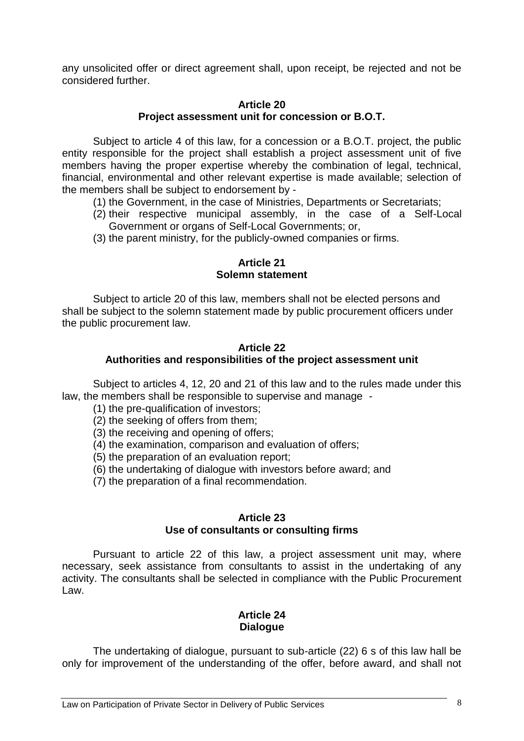any unsolicited offer or direct agreement shall, upon receipt, be rejected and not be considered further.

**Article 20**
**Project assessment unit for concession or B.O.T.**

Subject to article 4 of this law, for a concession or a B.O.T. project, the public entity responsible for the project shall establish a project assessment unit of five members having the proper expertise whereby the combination of legal, technical, financial, environmental and other relevant expertise is made available; selection of the members shall be subject to endorsement by -

(1) the Government, in the case of Ministries, Departments or Secretariats;
(2) their respective municipal assembly, in the case of a Self-Local Government or organs of Self-Local Governments; or,
(3) the parent ministry, for the publicly-owned companies or firms.

**Article 21**
**Solemn statement**

Subject to article 20 of this law, members shall not be elected persons and shall be subject to the solemn statement made by public procurement officers under the public procurement law.

**Article 22**
**Authorities and responsibilities of the project assessment unit**

Subject to articles 4, 12, 20 and 21 of this law and to the rules made under this law, the members shall be responsible to supervise and manage -

(1) the pre-qualification of investors;
(2) the seeking of offers from them;
(3) the receiving and opening of offers;
(4) the examination, comparison and evaluation of offers;
(5) the preparation of an evaluation report;
(6) the undertaking of dialogue with investors before award; and
(7) the preparation of a final recommendation.

**Article 23**
**Use of consultants or consulting firms**

Pursuant to article 22 of this law, a project assessment unit may, where necessary, seek assistance from consultants to assist in the undertaking of any activity. The consultants shall be selected in compliance with the Public Procurement Law.

**Article 24**
**Dialogue**

The undertaking of dialogue, pursuant to sub-article (22) 6 s of this law hall be only for improvement of the understanding of the offer, before award, and shall not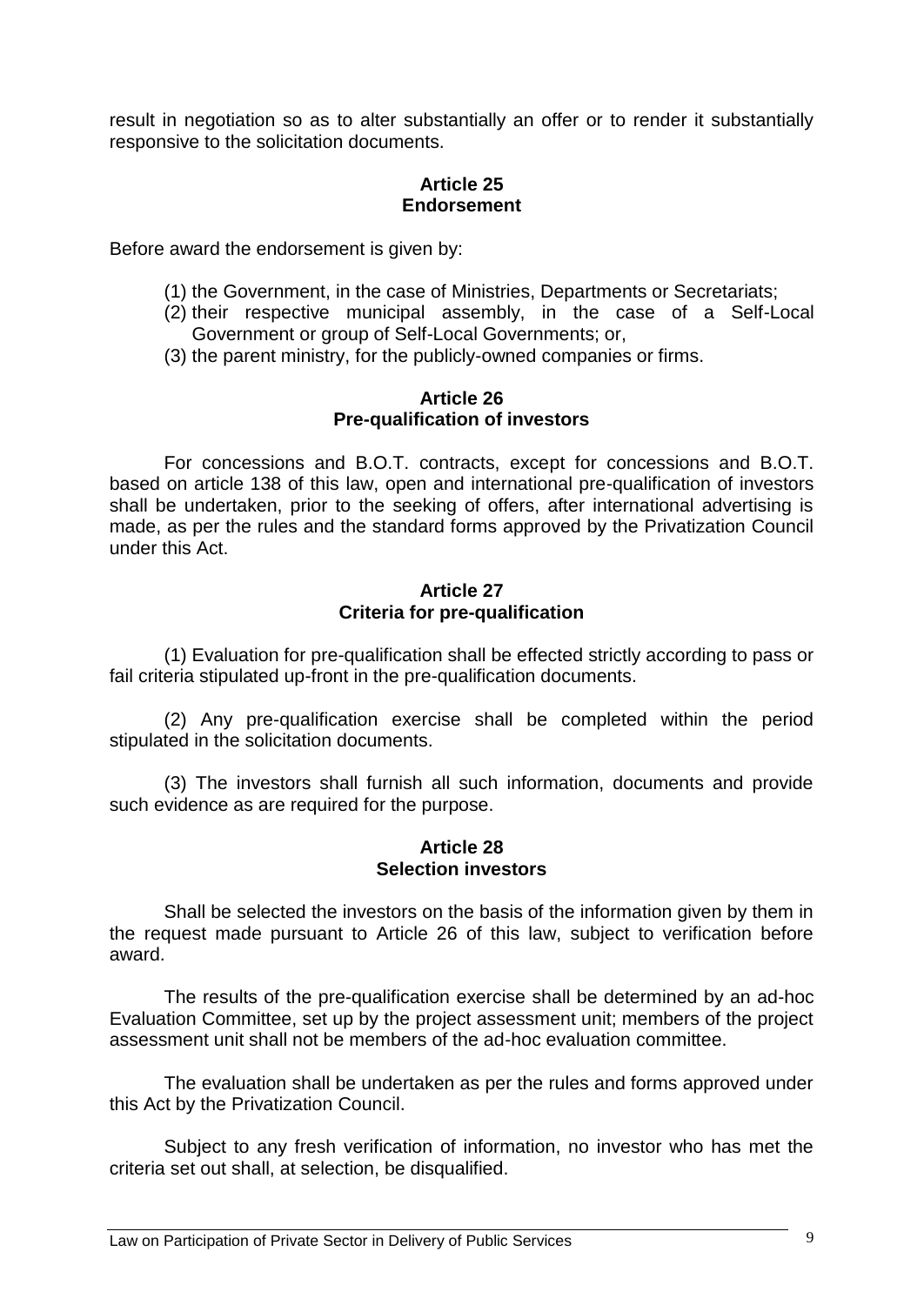result in negotiation so as to alter substantially an offer or to render it substantially responsive to the solicitation documents.

### Article 25
### Endorsement

Before award the endorsement is given by:

(1) the Government, in the case of Ministries, Departments or Secretariats;
(2) their respective municipal assembly, in the case of a Self-Local Government or group of Self-Local Governments; or,
(3) the parent ministry, for the publicly-owned companies or firms.

### Article 26
### Pre-qualification of investors

For concessions and B.O.T. contracts, except for concessions and B.O.T. based on article 138 of this law, open and international pre-qualification of investors shall be undertaken, prior to the seeking of offers, after international advertising is made, as per the rules and the standard forms approved by the Privatization Council under this Act.

### Article 27
### Criteria for pre-qualification

(1) Evaluation for pre-qualification shall be effected strictly according to pass or fail criteria stipulated up-front in the pre-qualification documents.

(2) Any pre-qualification exercise shall be completed within the period stipulated in the solicitation documents.

(3) The investors shall furnish all such information, documents and provide such evidence as are required for the purpose.

### Article 28
### Selection investors

Shall be selected the investors on the basis of the information given by them in the request made pursuant to Article 26 of this law, subject to verification before award.

The results of the pre-qualification exercise shall be determined by an ad-hoc Evaluation Committee, set up by the project assessment unit; members of the project assessment unit shall not be members of the ad-hoc evaluation committee.

The evaluation shall be undertaken as per the rules and forms approved under this Act by the Privatization Council.

Subject to any fresh verification of information, no investor who has met the criteria set out shall, at selection, be disqualified.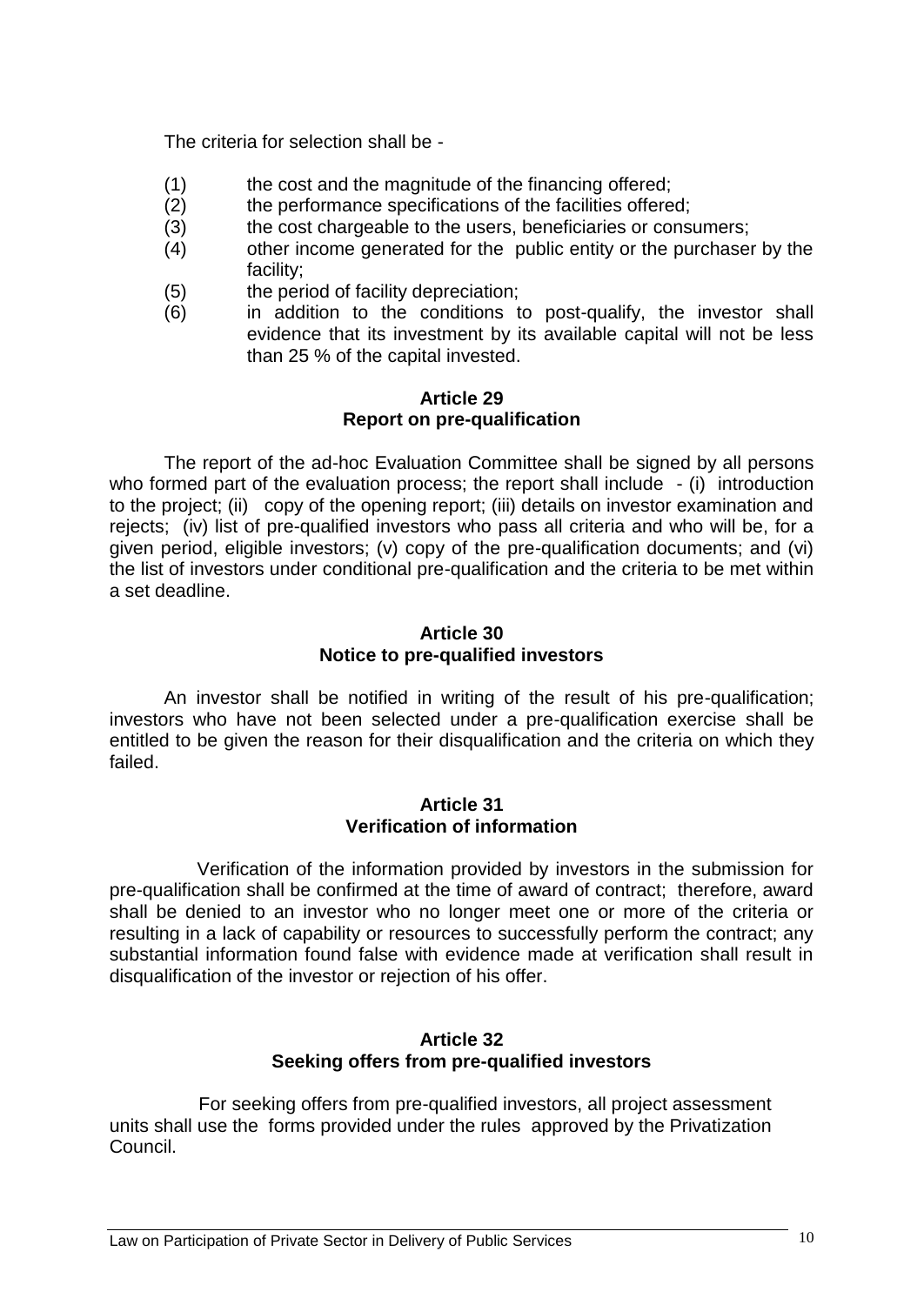The criteria for selection shall be -

(1) the cost and the magnitude of the financing offered;
(2) the performance specifications of the facilities offered;
(3) the cost chargeable to the users, beneficiaries or consumers;
(4) other income generated for the public entity or the purchaser by the facility;
(5) the period of facility depreciation;
(6) in addition to the conditions to post-qualify, the investor shall evidence that its investment by its available capital will not be less than 25 % of the capital invested.

### Article 29
### Report on pre-qualification

The report of the ad-hoc Evaluation Committee shall be signed by all persons who formed part of the evaluation process; the report shall include - (i) introduction to the project; (ii) copy of the opening report; (iii) details on investor examination and rejects; (iv) list of pre-qualified investors who pass all criteria and who will be, for a given period, eligible investors; (v) copy of the pre-qualification documents; and (vi) the list of investors under conditional pre-qualification and the criteria to be met within a set deadline.

### Article 30
### Notice to pre-qualified investors

An investor shall be notified in writing of the result of his pre-qualification; investors who have not been selected under a pre-qualification exercise shall be entitled to be given the reason for their disqualification and the criteria on which they failed.

### Article 31
### Verification of information

Verification of the information provided by investors in the submission for pre-qualification shall be confirmed at the time of award of contract; therefore, award shall be denied to an investor who no longer meet one or more of the criteria or resulting in a lack of capability or resources to successfully perform the contract; any substantial information found false with evidence made at verification shall result in disqualification of the investor or rejection of his offer.

### Article 32
### Seeking offers from pre-qualified investors

For seeking offers from pre-qualified investors, all project assessment units shall use the forms provided under the rules approved by the Privatization Council.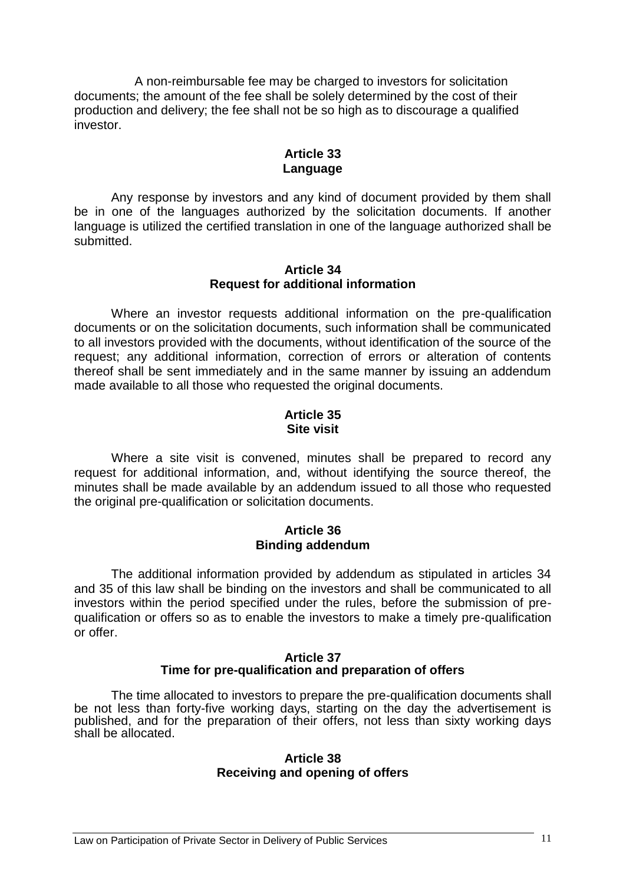A non-reimbursable fee may be charged to investors for solicitation documents; the amount of the fee shall be solely determined by the cost of their production and delivery; the fee shall not be so high as to discourage a qualified investor.

### Article 33
### Language

Any response by investors and any kind of document provided by them shall be in one of the languages authorized by the solicitation documents. If another language is utilized the certified translation in one of the language authorized shall be submitted.

### Article 34
### Request for additional information

Where an investor requests additional information on the pre-qualification documents or on the solicitation documents, such information shall be communicated to all investors provided with the documents, without identification of the source of the request; any additional information, correction of errors or alteration of contents thereof shall be sent immediately and in the same manner by issuing an addendum made available to all those who requested the original documents.

### Article 35
### Site visit

Where a site visit is convened, minutes shall be prepared to record any request for additional information, and, without identifying the source thereof, the minutes shall be made available by an addendum issued to all those who requested the original pre-qualification or solicitation documents.

### Article 36
### Binding addendum

The additional information provided by addendum as stipulated in articles 34 and 35 of this law shall be binding on the investors and shall be communicated to all investors within the period specified under the rules, before the submission of pre-qualification or offers so as to enable the investors to make a timely pre-qualification or offer.

### Article 37
### Time for pre-qualification and preparation of offers

The time allocated to investors to prepare the pre-qualification documents shall be not less than forty-five working days, starting on the day the advertisement is published, and for the preparation of their offers, not less than sixty working days shall be allocated.

### Article 38
### Receiving and opening of offers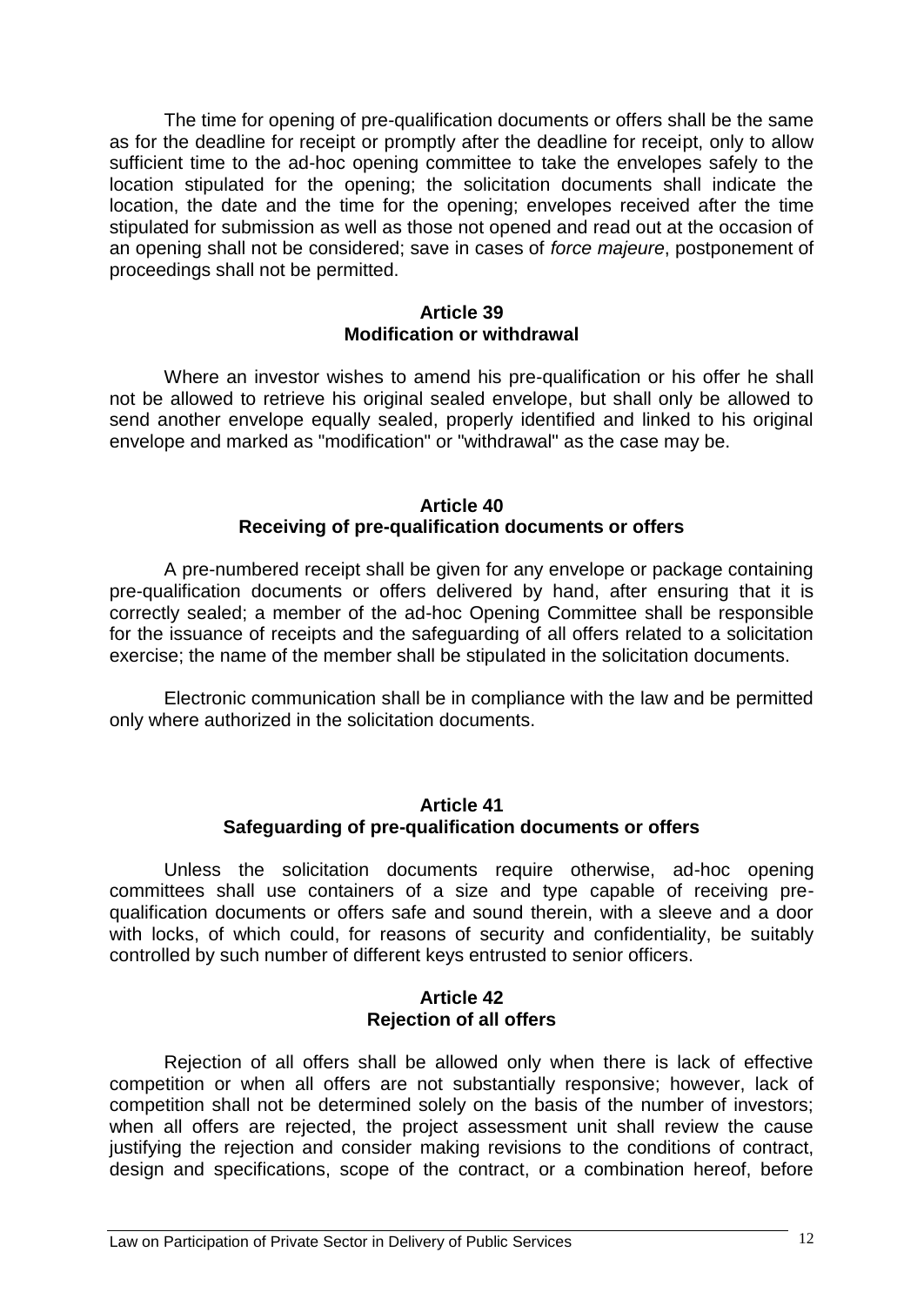The time for opening of pre-qualification documents or offers shall be the same as for the deadline for receipt or promptly after the deadline for receipt, only to allow sufficient time to the ad-hoc opening committee to take the envelopes safely to the location stipulated for the opening; the solicitation documents shall indicate the location, the date and the time for the opening; envelopes received after the time stipulated for submission as well as those not opened and read out at the occasion of an opening shall not be considered; save in cases of *force majeure*, postponement of proceedings shall not be permitted.

### Article 39
### Modification or withdrawal

Where an investor wishes to amend his pre-qualification or his offer he shall not be allowed to retrieve his original sealed envelope, but shall only be allowed to send another envelope equally sealed, properly identified and linked to his original envelope and marked as "modification" or "withdrawal" as the case may be.

### Article 40
### Receiving of pre-qualification documents or offers

A pre-numbered receipt shall be given for any envelope or package containing pre-qualification documents or offers delivered by hand, after ensuring that it is correctly sealed; a member of the ad-hoc Opening Committee shall be responsible for the issuance of receipts and the safeguarding of all offers related to a solicitation exercise; the name of the member shall be stipulated in the solicitation documents.

Electronic communication shall be in compliance with the law and be permitted only where authorized in the solicitation documents.

### Article 41
### Safeguarding of pre-qualification documents or offers

Unless the solicitation documents require otherwise, ad-hoc opening committees shall use containers of a size and type capable of receiving pre-qualification documents or offers safe and sound therein, with a sleeve and a door with locks, of which could, for reasons of security and confidentiality, be suitably controlled by such number of different keys entrusted to senior officers.

### Article 42
### Rejection of all offers

Rejection of all offers shall be allowed only when there is lack of effective competition or when all offers are not substantially responsive; however, lack of competition shall not be determined solely on the basis of the number of investors; when all offers are rejected, the project assessment unit shall review the cause justifying the rejection and consider making revisions to the conditions of contract, design and specifications, scope of the contract, or a combination hereof, before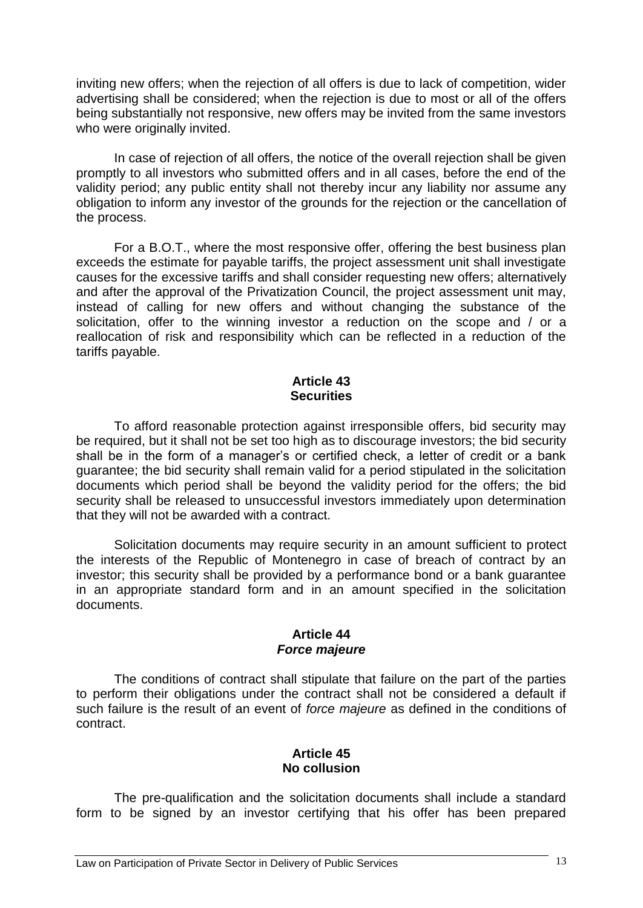inviting new offers; when the rejection of all offers is due to lack of competition, wider advertising shall be considered; when the rejection is due to most or all of the offers being substantially not responsive, new offers may be invited from the same investors who were originally invited.

In case of rejection of all offers, the notice of the overall rejection shall be given promptly to all investors who submitted offers and in all cases, before the end of the validity period; any public entity shall not thereby incur any liability nor assume any obligation to inform any investor of the grounds for the rejection or the cancellation of the process.

For a B.O.T., where the most responsive offer, offering the best business plan exceeds the estimate for payable tariffs, the project assessment unit shall investigate causes for the excessive tariffs and shall consider requesting new offers; alternatively and after the approval of the Privatization Council, the project assessment unit may, instead of calling for new offers and without changing the substance of the solicitation, offer to the winning investor a reduction on the scope and / or a reallocation of risk and responsibility which can be reflected in a reduction of the tariffs payable.

### Article 43
### Securities

To afford reasonable protection against irresponsible offers, bid security may be required, but it shall not be set too high as to discourage investors; the bid security shall be in the form of a manager's or certified check, a letter of credit or a bank guarantee; the bid security shall remain valid for a period stipulated in the solicitation documents which period shall be beyond the validity period for the offers; the bid security shall be released to unsuccessful investors immediately upon determination that they will not be awarded with a contract.

Solicitation documents may require security in an amount sufficient to protect the interests of the Republic of Montenegro in case of breach of contract by an investor; this security shall be provided by a performance bond or a bank guarantee in an appropriate standard form and in an amount specified in the solicitation documents.

### Article 44
### *Force majeure*

The conditions of contract shall stipulate that failure on the part of the parties to perform their obligations under the contract shall not be considered a default if such failure is the result of an event of *force majeure* as defined in the conditions of contract.

### Article 45
### No collusion

The pre-qualification and the solicitation documents shall include a standard form to be signed by an investor certifying that his offer has been prepared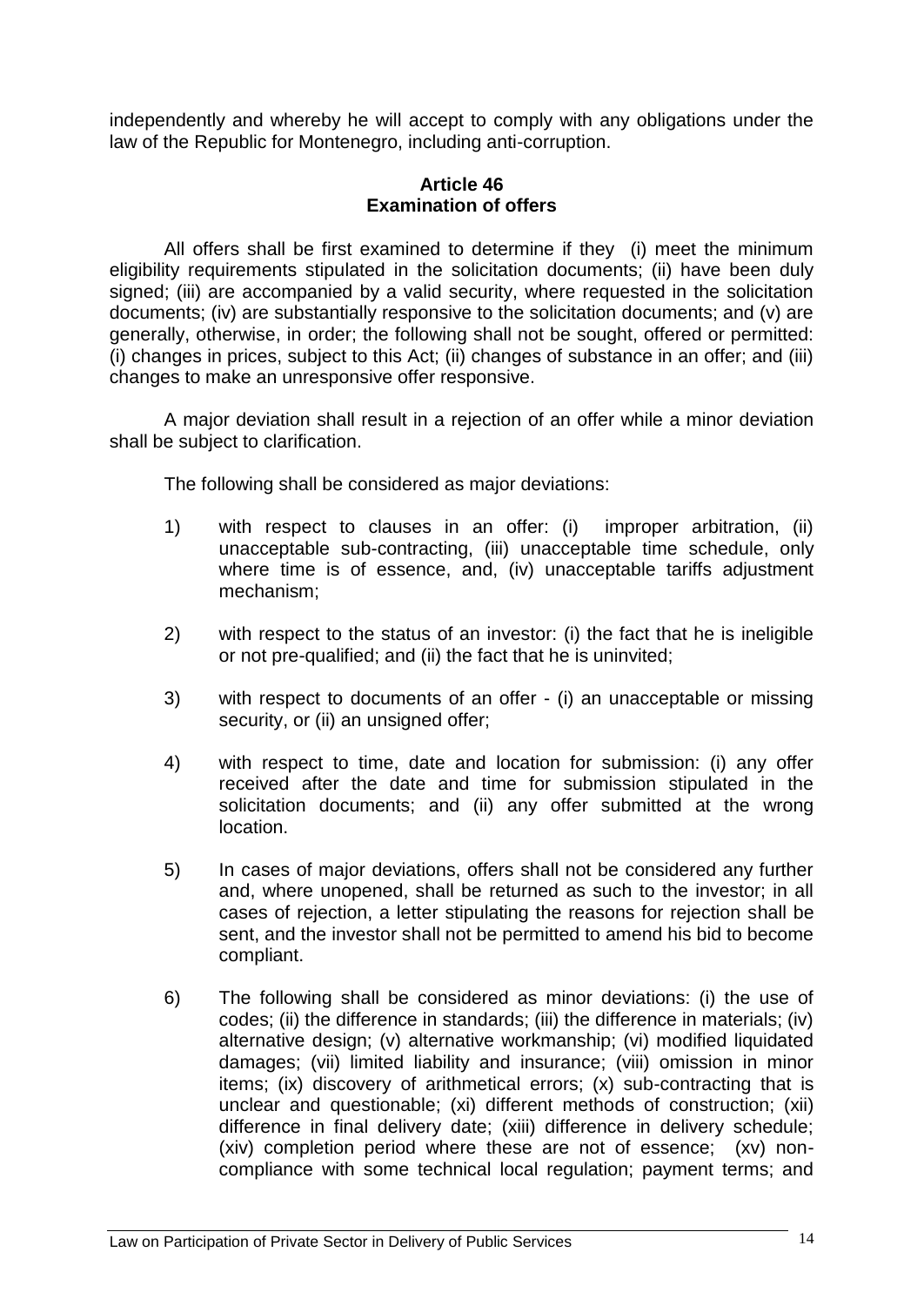independently and whereby he will accept to comply with any obligations under the law of the Republic for Montenegro, including anti-corruption.

### Article 46
### Examination of offers

All offers shall be first examined to determine if they (i) meet the minimum eligibility requirements stipulated in the solicitation documents; (ii) have been duly signed; (iii) are accompanied by a valid security, where requested in the solicitation documents; (iv) are substantially responsive to the solicitation documents; and (v) are generally, otherwise, in order; the following shall not be sought, offered or permitted: (i) changes in prices, subject to this Act; (ii) changes of substance in an offer; and (iii) changes to make an unresponsive offer responsive.

A major deviation shall result in a rejection of an offer while a minor deviation shall be subject to clarification.

The following shall be considered as major deviations:

1) with respect to clauses in an offer: (i) improper arbitration, (ii) unacceptable sub-contracting, (iii) unacceptable time schedule, only where time is of essence, and, (iv) unacceptable tariffs adjustment mechanism;

2) with respect to the status of an investor: (i) the fact that he is ineligible or not pre-qualified; and (ii) the fact that he is uninvited;

3) with respect to documents of an offer - (i) an unacceptable or missing security, or (ii) an unsigned offer;

4) with respect to time, date and location for submission: (i) any offer received after the date and time for submission stipulated in the solicitation documents; and (ii) any offer submitted at the wrong location.

5) In cases of major deviations, offers shall not be considered any further and, where unopened, shall be returned as such to the investor; in all cases of rejection, a letter stipulating the reasons for rejection shall be sent, and the investor shall not be permitted to amend his bid to become compliant.

6) The following shall be considered as minor deviations: (i) the use of codes; (ii) the difference in standards; (iii) the difference in materials; (iv) alternative design; (v) alternative workmanship; (vi) modified liquidated damages; (vii) limited liability and insurance; (viii) omission in minor items; (ix) discovery of arithmetical errors; (x) sub-contracting that is unclear and questionable; (xi) different methods of construction; (xii) difference in final delivery date; (xiii) difference in delivery schedule; (xiv) completion period where these are not of essence; (xv) non-compliance with some technical local regulation; payment terms; and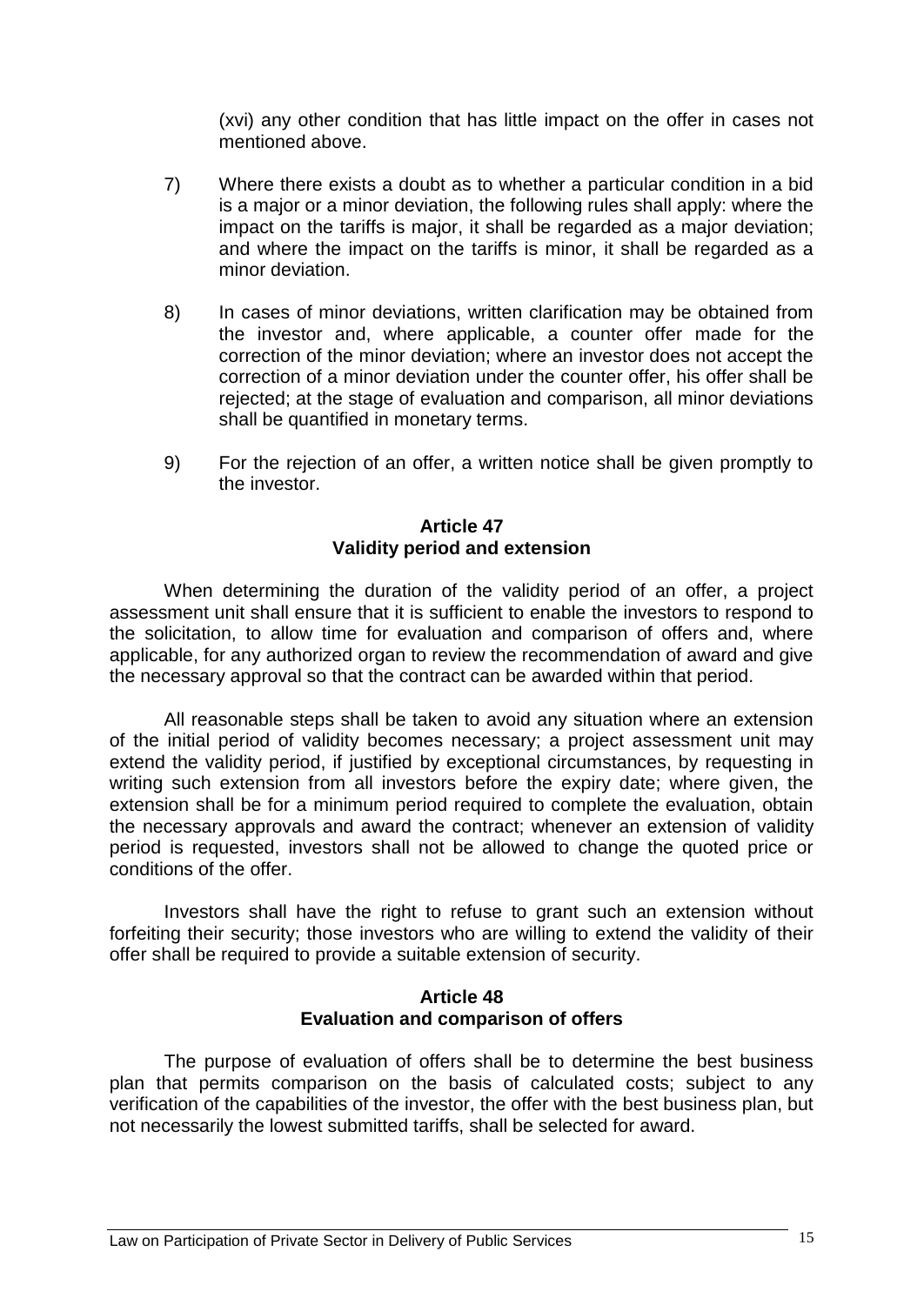(xvi) any other condition that has little impact on the offer in cases not mentioned above.

7) Where there exists a doubt as to whether a particular condition in a bid is a major or a minor deviation, the following rules shall apply: where the impact on the tariffs is major, it shall be regarded as a major deviation; and where the impact on the tariffs is minor, it shall be regarded as a minor deviation.

8) In cases of minor deviations, written clarification may be obtained from the investor and, where applicable, a counter offer made for the correction of the minor deviation; where an investor does not accept the correction of a minor deviation under the counter offer, his offer shall be rejected; at the stage of evaluation and comparison, all minor deviations shall be quantified in monetary terms.

9) For the rejection of an offer, a written notice shall be given promptly to the investor.

**Article 47**
**Validity period and extension**

When determining the duration of the validity period of an offer, a project assessment unit shall ensure that it is sufficient to enable the investors to respond to the solicitation, to allow time for evaluation and comparison of offers and, where applicable, for any authorized organ to review the recommendation of award and give the necessary approval so that the contract can be awarded within that period.

All reasonable steps shall be taken to avoid any situation where an extension of the initial period of validity becomes necessary; a project assessment unit may extend the validity period, if justified by exceptional circumstances, by requesting in writing such extension from all investors before the expiry date; where given, the extension shall be for a minimum period required to complete the evaluation, obtain the necessary approvals and award the contract; whenever an extension of validity period is requested, investors shall not be allowed to change the quoted price or conditions of the offer.

Investors shall have the right to refuse to grant such an extension without forfeiting their security; those investors who are willing to extend the validity of their offer shall be required to provide a suitable extension of security.

**Article 48**
**Evaluation and comparison of offers**

The purpose of evaluation of offers shall be to determine the best business plan that permits comparison on the basis of calculated costs; subject to any verification of the capabilities of the investor, the offer with the best business plan, but not necessarily the lowest submitted tariffs, shall be selected for award.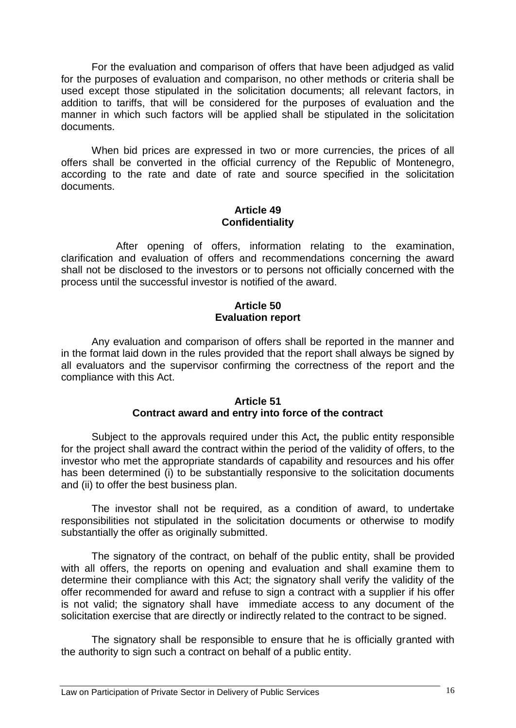For the evaluation and comparison of offers that have been adjudged as valid for the purposes of evaluation and comparison, no other methods or criteria shall be used except those stipulated in the solicitation documents; all relevant factors, in addition to tariffs, that will be considered for the purposes of evaluation and the manner in which such factors will be applied shall be stipulated in the solicitation documents.

When bid prices are expressed in two or more currencies, the prices of all offers shall be converted in the official currency of the Republic of Montenegro, according to the rate and date of rate and source specified in the solicitation documents.

### Article 49
### Confidentiality

After opening of offers, information relating to the examination, clarification and evaluation of offers and recommendations concerning the award shall not be disclosed to the investors or to persons not officially concerned with the process until the successful investor is notified of the award.

### Article 50
### Evaluation report

Any evaluation and comparison of offers shall be reported in the manner and in the format laid down in the rules provided that the report shall always be signed by all evaluators and the supervisor confirming the correctness of the report and the compliance with this Act.

### Article 51
### Contract award and entry into force of the contract

Subject to the approvals required under this Act*,* the public entity responsible for the project shall award the contract within the period of the validity of offers, to the investor who met the appropriate standards of capability and resources and his offer has been determined (i) to be substantially responsive to the solicitation documents and (ii) to offer the best business plan.

The investor shall not be required, as a condition of award, to undertake responsibilities not stipulated in the solicitation documents or otherwise to modify substantially the offer as originally submitted.

The signatory of the contract, on behalf of the public entity, shall be provided with all offers, the reports on opening and evaluation and shall examine them to determine their compliance with this Act; the signatory shall verify the validity of the offer recommended for award and refuse to sign a contract with a supplier if his offer is not valid; the signatory shall have immediate access to any document of the solicitation exercise that are directly or indirectly related to the contract to be signed.

The signatory shall be responsible to ensure that he is officially granted with the authority to sign such a contract on behalf of a public entity.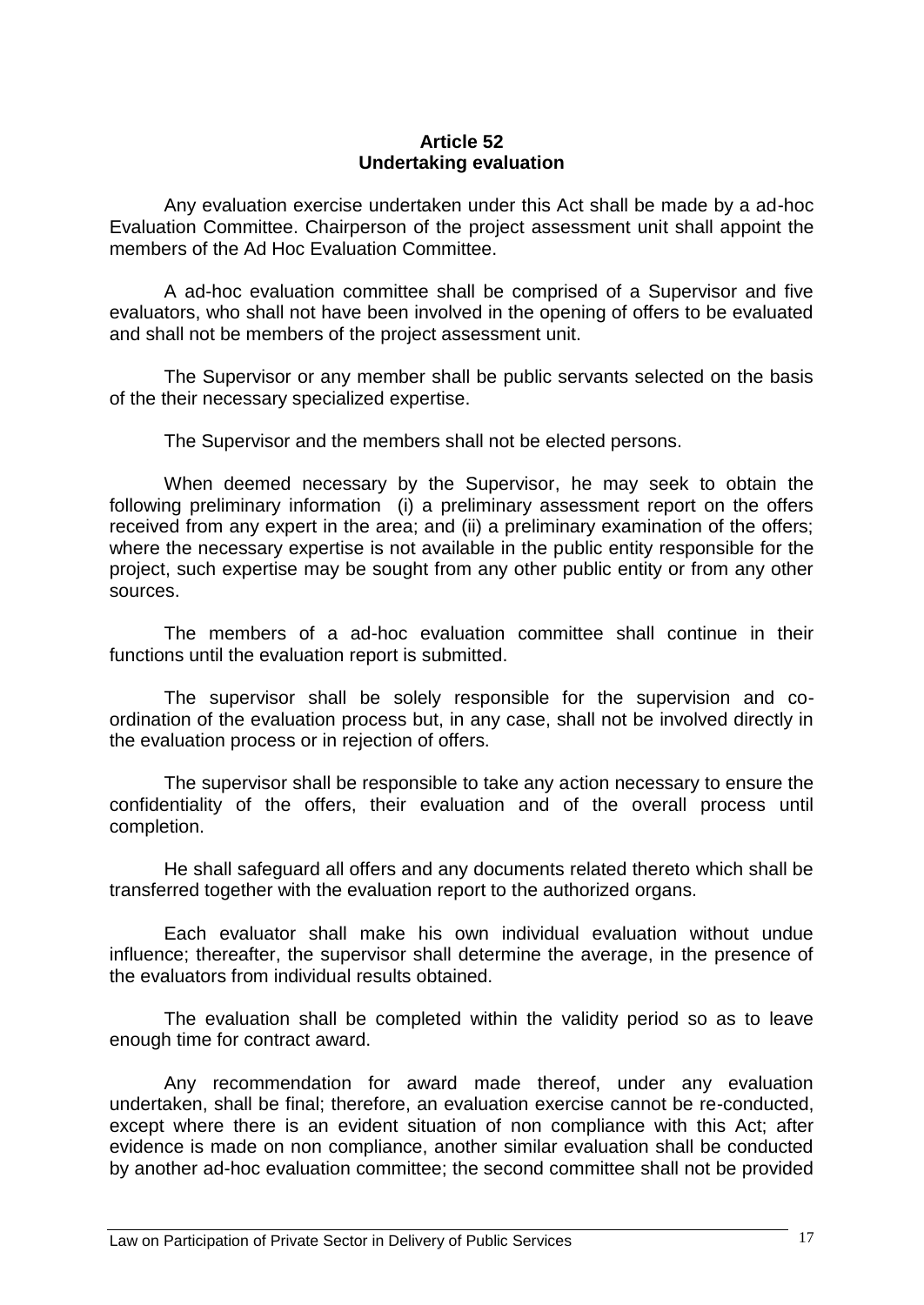**Article 52**
**Undertaking evaluation**

Any evaluation exercise undertaken under this Act shall be made by a ad-hoc Evaluation Committee. Chairperson of the project assessment unit shall appoint the members of the Ad Hoc Evaluation Committee.

A ad-hoc evaluation committee shall be comprised of a Supervisor and five evaluators, who shall not have been involved in the opening of offers to be evaluated and shall not be members of the project assessment unit.

The Supervisor or any member shall be public servants selected on the basis of the their necessary specialized expertise.

The Supervisor and the members shall not be elected persons.

When deemed necessary by the Supervisor, he may seek to obtain the following preliminary information (i) a preliminary assessment report on the offers received from any expert in the area; and (ii) a preliminary examination of the offers; where the necessary expertise is not available in the public entity responsible for the project, such expertise may be sought from any other public entity or from any other sources.

The members of a ad-hoc evaluation committee shall continue in their functions until the evaluation report is submitted.

The supervisor shall be solely responsible for the supervision and co-ordination of the evaluation process but, in any case, shall not be involved directly in the evaluation process or in rejection of offers.

The supervisor shall be responsible to take any action necessary to ensure the confidentiality of the offers, their evaluation and of the overall process until completion.

He shall safeguard all offers and any documents related thereto which shall be transferred together with the evaluation report to the authorized organs.

Each evaluator shall make his own individual evaluation without undue influence; thereafter, the supervisor shall determine the average, in the presence of the evaluators from individual results obtained.

The evaluation shall be completed within the validity period so as to leave enough time for contract award.

Any recommendation for award made thereof, under any evaluation undertaken, shall be final; therefore, an evaluation exercise cannot be re-conducted, except where there is an evident situation of non compliance with this Act; after evidence is made on non compliance, another similar evaluation shall be conducted by another ad-hoc evaluation committee; the second committee shall not be provided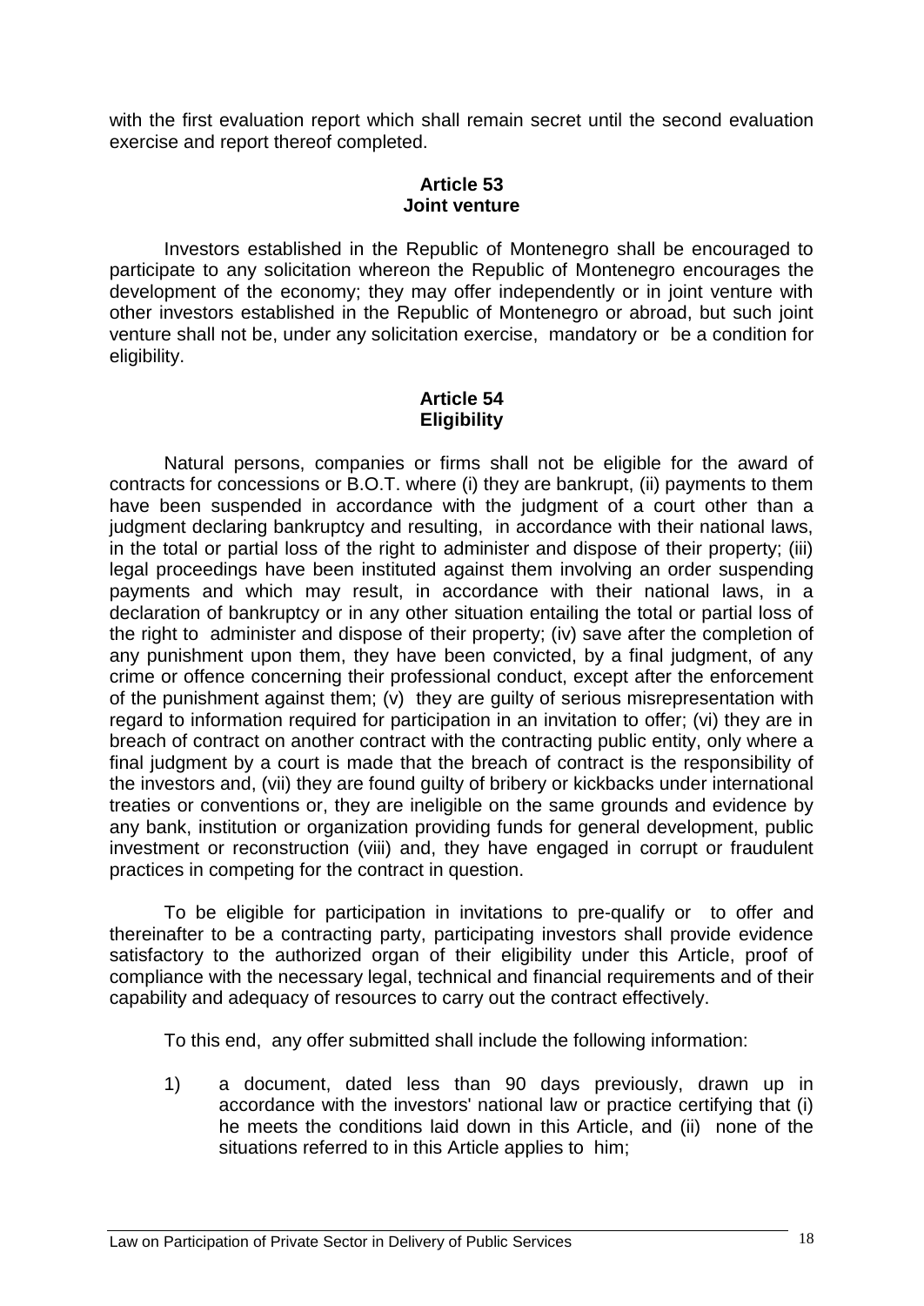with the first evaluation report which shall remain secret until the second evaluation exercise and report thereof completed.

**Article 53**
**Joint venture**

Investors established in the Republic of Montenegro shall be encouraged to participate to any solicitation whereon the Republic of Montenegro encourages the development of the economy; they may offer independently or in joint venture with other investors established in the Republic of Montenegro or abroad, but such joint venture shall not be, under any solicitation exercise, mandatory or be a condition for eligibility.

**Article 54**
**Eligibility**

Natural persons, companies or firms shall not be eligible for the award of contracts for concessions or B.O.T. where (i) they are bankrupt, (ii) payments to them have been suspended in accordance with the judgment of a court other than a judgment declaring bankruptcy and resulting, in accordance with their national laws, in the total or partial loss of the right to administer and dispose of their property; (iii) legal proceedings have been instituted against them involving an order suspending payments and which may result, in accordance with their national laws, in a declaration of bankruptcy or in any other situation entailing the total or partial loss of the right to administer and dispose of their property; (iv) save after the completion of any punishment upon them, they have been convicted, by a final judgment, of any crime or offence concerning their professional conduct, except after the enforcement of the punishment against them; (v) they are guilty of serious misrepresentation with regard to information required for participation in an invitation to offer; (vi) they are in breach of contract on another contract with the contracting public entity, only where a final judgment by a court is made that the breach of contract is the responsibility of the investors and, (vii) they are found guilty of bribery or kickbacks under international treaties or conventions or, they are ineligible on the same grounds and evidence by any bank, institution or organization providing funds for general development, public investment or reconstruction (viii) and, they have engaged in corrupt or fraudulent practices in competing for the contract in question.

To be eligible for participation in invitations to pre-qualify or to offer and thereinafter to be a contracting party, participating investors shall provide evidence satisfactory to the authorized organ of their eligibility under this Article, proof of compliance with the necessary legal, technical and financial requirements and of their capability and adequacy of resources to carry out the contract effectively.

To this end, any offer submitted shall include the following information:

1) a document, dated less than 90 days previously, drawn up in accordance with the investors' national law or practice certifying that (i) he meets the conditions laid down in this Article, and (ii) none of the situations referred to in this Article applies to him;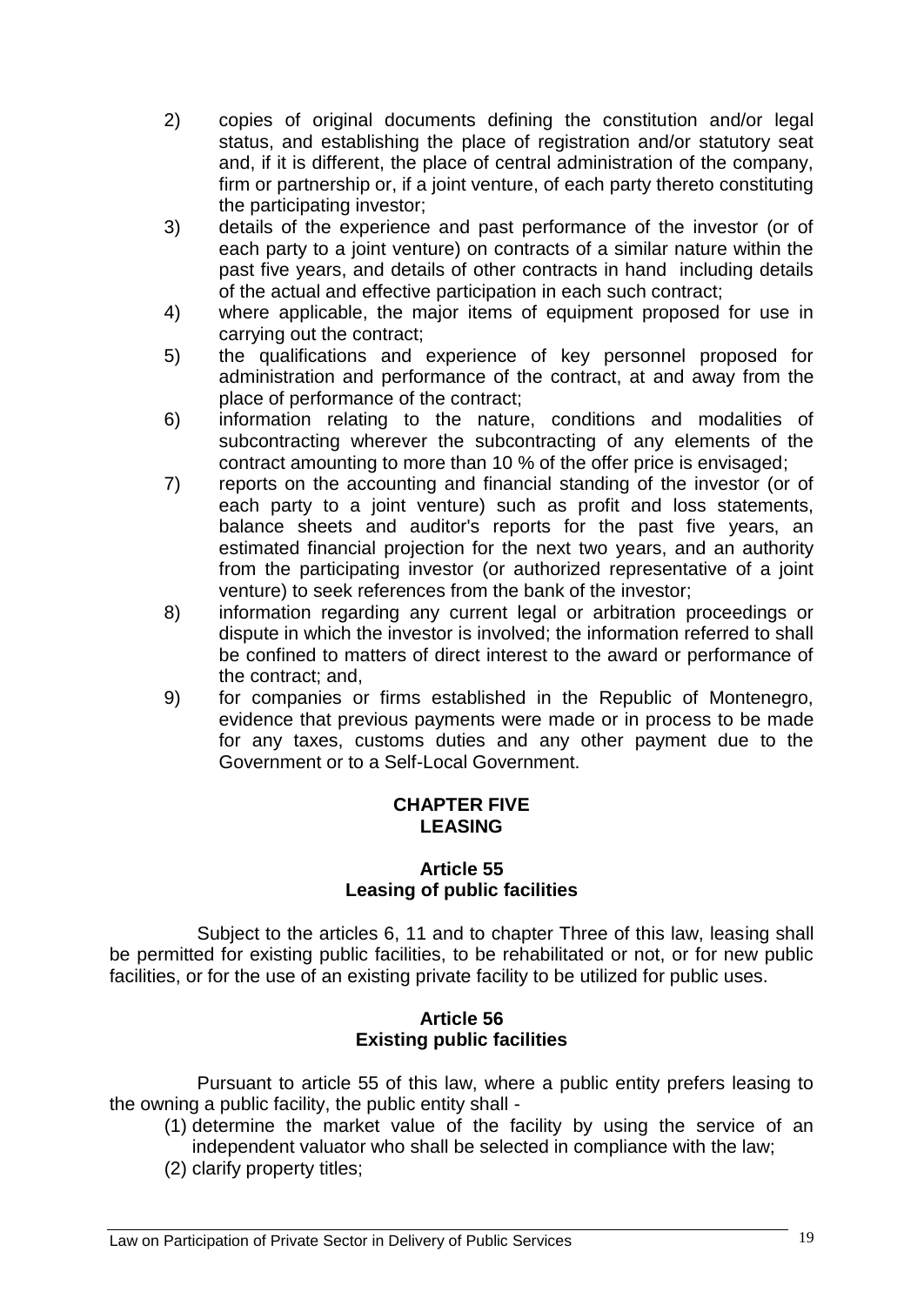2) copies of original documents defining the constitution and/or legal status, and establishing the place of registration and/or statutory seat and, if it is different, the place of central administration of the company, firm or partnership or, if a joint venture, of each party thereto constituting the participating investor;
3) details of the experience and past performance of the investor (or of each party to a joint venture) on contracts of a similar nature within the past five years, and details of other contracts in hand including details of the actual and effective participation in each such contract;
4) where applicable, the major items of equipment proposed for use in carrying out the contract;
5) the qualifications and experience of key personnel proposed for administration and performance of the contract, at and away from the place of performance of the contract;
6) information relating to the nature, conditions and modalities of subcontracting wherever the subcontracting of any elements of the contract amounting to more than 10 % of the offer price is envisaged;
7) reports on the accounting and financial standing of the investor (or of each party to a joint venture) such as profit and loss statements, balance sheets and auditor's reports for the past five years, an estimated financial projection for the next two years, and an authority from the participating investor (or authorized representative of a joint venture) to seek references from the bank of the investor;
8) information regarding any current legal or arbitration proceedings or dispute in which the investor is involved; the information referred to shall be confined to matters of direct interest to the award or performance of the contract; and,
9) for companies or firms established in the Republic of Montenegro, evidence that previous payments were made or in process to be made for any taxes, customs duties and any other payment due to the Government or to a Self-Local Government.

## CHAPTER FIVE
## LEASING

### Article 55
### Leasing of public facilities

Subject to the articles 6, 11 and to chapter Three of this law, leasing shall be permitted for existing public facilities, to be rehabilitated or not, or for new public facilities, or for the use of an existing private facility to be utilized for public uses.

### Article 56
### Existing public facilities

Pursuant to article 55 of this law, where a public entity prefers leasing to the owning a public facility, the public entity shall -

(1) determine the market value of the facility by using the service of an independent valuator who shall be selected in compliance with the law;
(2) clarify property titles;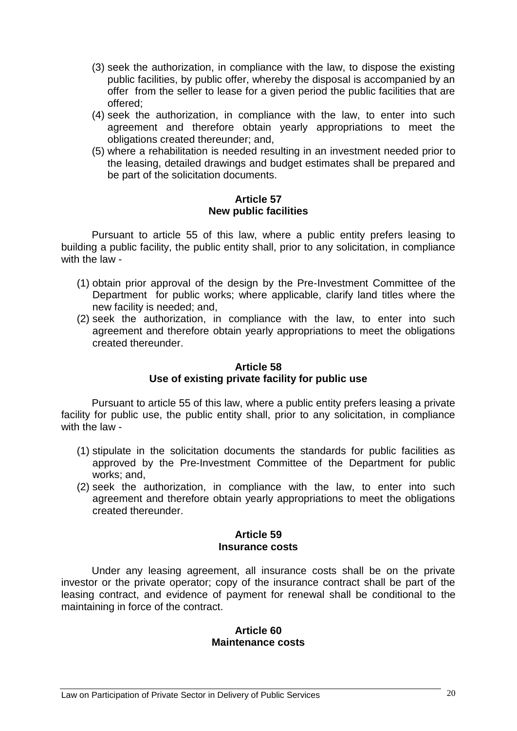(3) seek the authorization, in compliance with the law, to dispose the existing public facilities, by public offer, whereby the disposal is accompanied by an offer from the seller to lease for a given period the public facilities that are offered;

(4) seek the authorization, in compliance with the law, to enter into such agreement and therefore obtain yearly appropriations to meet the obligations created thereunder; and,

(5) where a rehabilitation is needed resulting in an investment needed prior to the leasing, detailed drawings and budget estimates shall be prepared and be part of the solicitation documents.

**Article 57**
**New public facilities**

Pursuant to article 55 of this law, where a public entity prefers leasing to building a public facility, the public entity shall, prior to any solicitation, in compliance with the law -

(1) obtain prior approval of the design by the Pre-Investment Committee of the Department for public works; where applicable, clarify land titles where the new facility is needed; and,

(2) seek the authorization, in compliance with the law, to enter into such agreement and therefore obtain yearly appropriations to meet the obligations created thereunder.

**Article 58**
**Use of existing private facility for public use**

Pursuant to article 55 of this law, where a public entity prefers leasing a private facility for public use, the public entity shall, prior to any solicitation, in compliance with the law -

(1) stipulate in the solicitation documents the standards for public facilities as approved by the Pre-Investment Committee of the Department for public works; and,

(2) seek the authorization, in compliance with the law, to enter into such agreement and therefore obtain yearly appropriations to meet the obligations created thereunder.

**Article 59**
**Insurance costs**

Under any leasing agreement, all insurance costs shall be on the private investor or the private operator; copy of the insurance contract shall be part of the leasing contract, and evidence of payment for renewal shall be conditional to the maintaining in force of the contract.

**Article 60**
**Maintenance costs**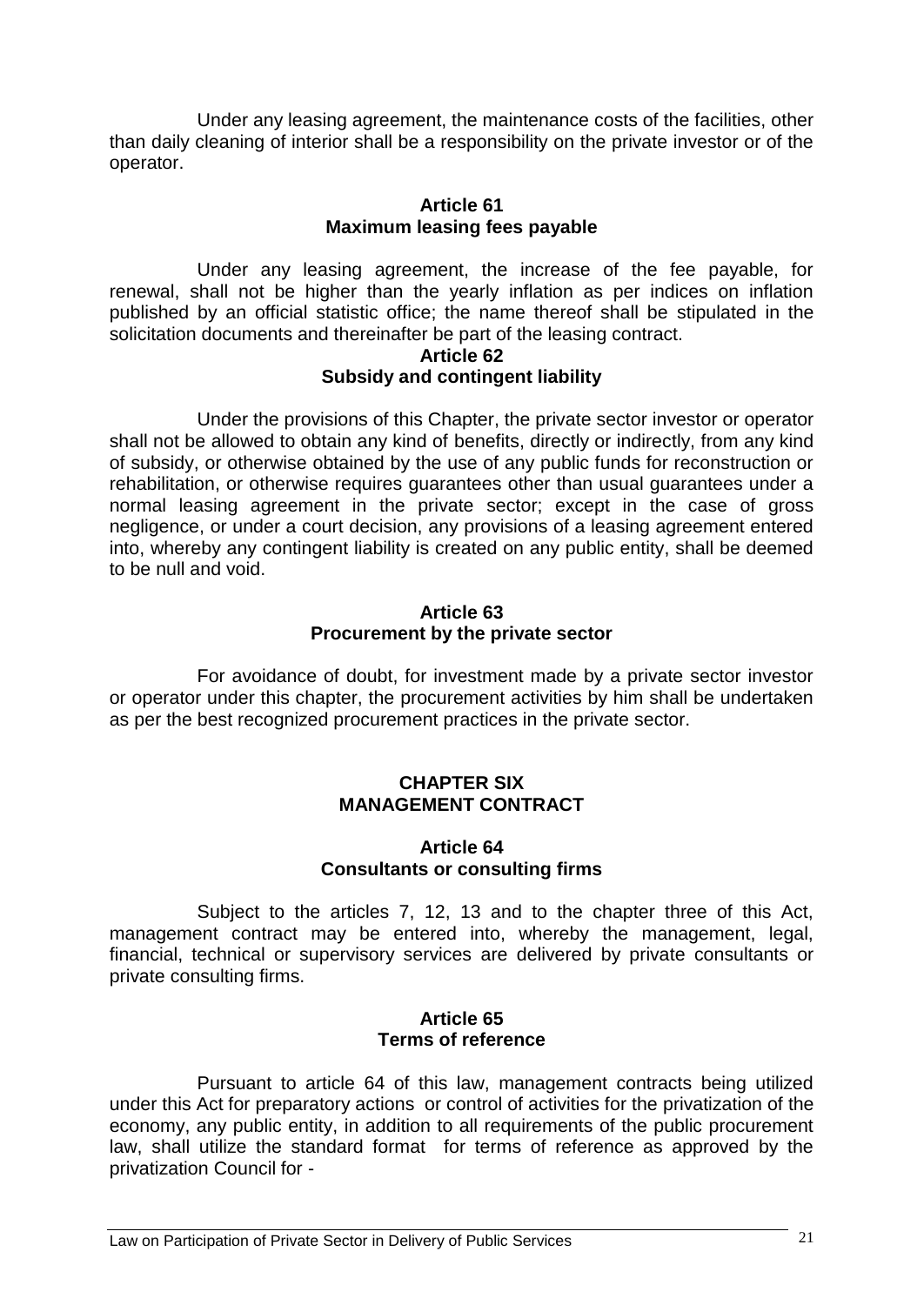Under any leasing agreement, the maintenance costs of the facilities, other than daily cleaning of interior shall be a responsibility on the private investor or of the operator.

### Article 61
### Maximum leasing fees payable

Under any leasing agreement, the increase of the fee payable, for renewal, shall not be higher than the yearly inflation as per indices on inflation published by an official statistic office; the name thereof shall be stipulated in the solicitation documents and thereinafter be part of the leasing contract.

### Article 62
### Subsidy and contingent liability

Under the provisions of this Chapter, the private sector investor or operator shall not be allowed to obtain any kind of benefits, directly or indirectly, from any kind of subsidy, or otherwise obtained by the use of any public funds for reconstruction or rehabilitation, or otherwise requires guarantees other than usual guarantees under a normal leasing agreement in the private sector; except in the case of gross negligence, or under a court decision, any provisions of a leasing agreement entered into, whereby any contingent liability is created on any public entity, shall be deemed to be null and void.

### Article 63
### Procurement by the private sector

For avoidance of doubt, for investment made by a private sector investor or operator under this chapter, the procurement activities by him shall be undertaken as per the best recognized procurement practices in the private sector.

## CHAPTER SIX
## MANAGEMENT CONTRACT

### Article 64
### Consultants or consulting firms

Subject to the articles 7, 12, 13 and to the chapter three of this Act, management contract may be entered into, whereby the management, legal, financial, technical or supervisory services are delivered by private consultants or private consulting firms.

### Article 65
### Terms of reference

Pursuant to article 64 of this law, management contracts being utilized under this Act for preparatory actions or control of activities for the privatization of the economy, any public entity, in addition to all requirements of the public procurement law, shall utilize the standard format for terms of reference as approved by the privatization Council for -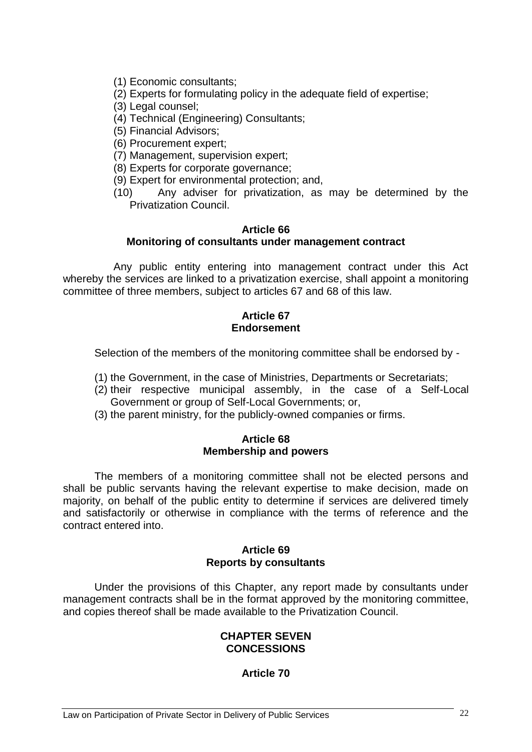(1) Economic consultants;
(2) Experts for formulating policy in the adequate field of expertise;
(3) Legal counsel;
(4) Technical (Engineering) Consultants;
(5) Financial Advisors;
(6) Procurement expert;
(7) Management, supervision expert;
(8) Experts for corporate governance;
(9) Expert for environmental protection; and,
(10) Any adviser for privatization, as may be determined by the Privatization Council.

**Article 66**
**Monitoring of consultants under management contract**

Any public entity entering into management contract under this Act whereby the services are linked to a privatization exercise, shall appoint a monitoring committee of three members, subject to articles 67 and 68 of this law.

**Article 67**
**Endorsement**

Selection of the members of the monitoring committee shall be endorsed by -

(1) the Government, in the case of Ministries, Departments or Secretariats;
(2) their respective municipal assembly, in the case of a Self-Local Government or group of Self-Local Governments; or,
(3) the parent ministry, for the publicly-owned companies or firms.

**Article 68**
**Membership and powers**

The members of a monitoring committee shall not be elected persons and shall be public servants having the relevant expertise to make decision, made on majority, on behalf of the public entity to determine if services are delivered timely and satisfactorily or otherwise in compliance with the terms of reference and the contract entered into.

**Article 69**
**Reports by consultants**

Under the provisions of this Chapter, any report made by consultants under management contracts shall be in the format approved by the monitoring committee, and copies thereof shall be made available to the Privatization Council.

## CHAPTER SEVEN
## CONCESSIONS

**Article 70**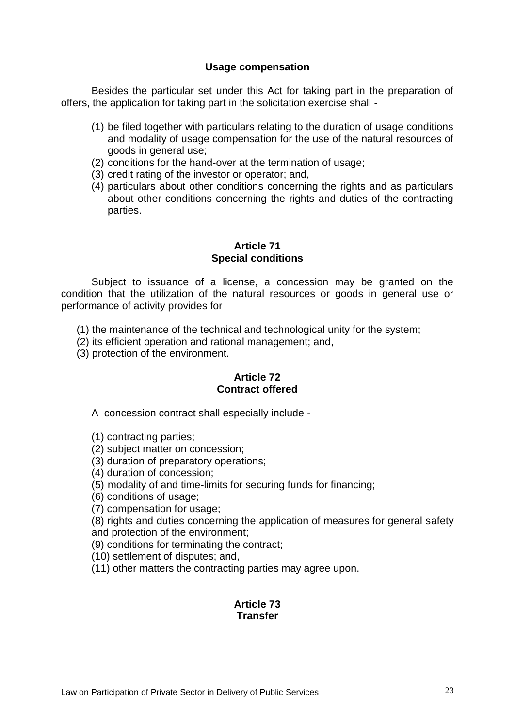**Usage compensation**

Besides the particular set under this Act for taking part in the preparation of offers, the application for taking part in the solicitation exercise shall -

(1) be filed together with particulars relating to the duration of usage conditions and modality of usage compensation for the use of the natural resources of goods in general use;
(2) conditions for the hand-over at the termination of usage;
(3) credit rating of the investor or operator; and,
(4) particulars about other conditions concerning the rights and as particulars about other conditions concerning the rights and duties of the contracting parties.

**Article 71**
**Special conditions**

Subject to issuance of a license, a concession may be granted on the condition that the utilization of the natural resources or goods in general use or performance of activity provides for

(1) the maintenance of the technical and technological unity for the system;
(2) its efficient operation and rational management; and,
(3) protection of the environment.

**Article 72**
**Contract offered**

A concession contract shall especially include -

(1) contracting parties;
(2) subject matter on concession;
(3) duration of preparatory operations;
(4) duration of concession;
(5) modality of and time-limits for securing funds for financing;
(6) conditions of usage;
(7) compensation for usage;
(8) rights and duties concerning the application of measures for general safety and protection of the environment;
(9) conditions for terminating the contract;
(10) settlement of disputes; and,
(11) other matters the contracting parties may agree upon.

**Article 73**
**Transfer**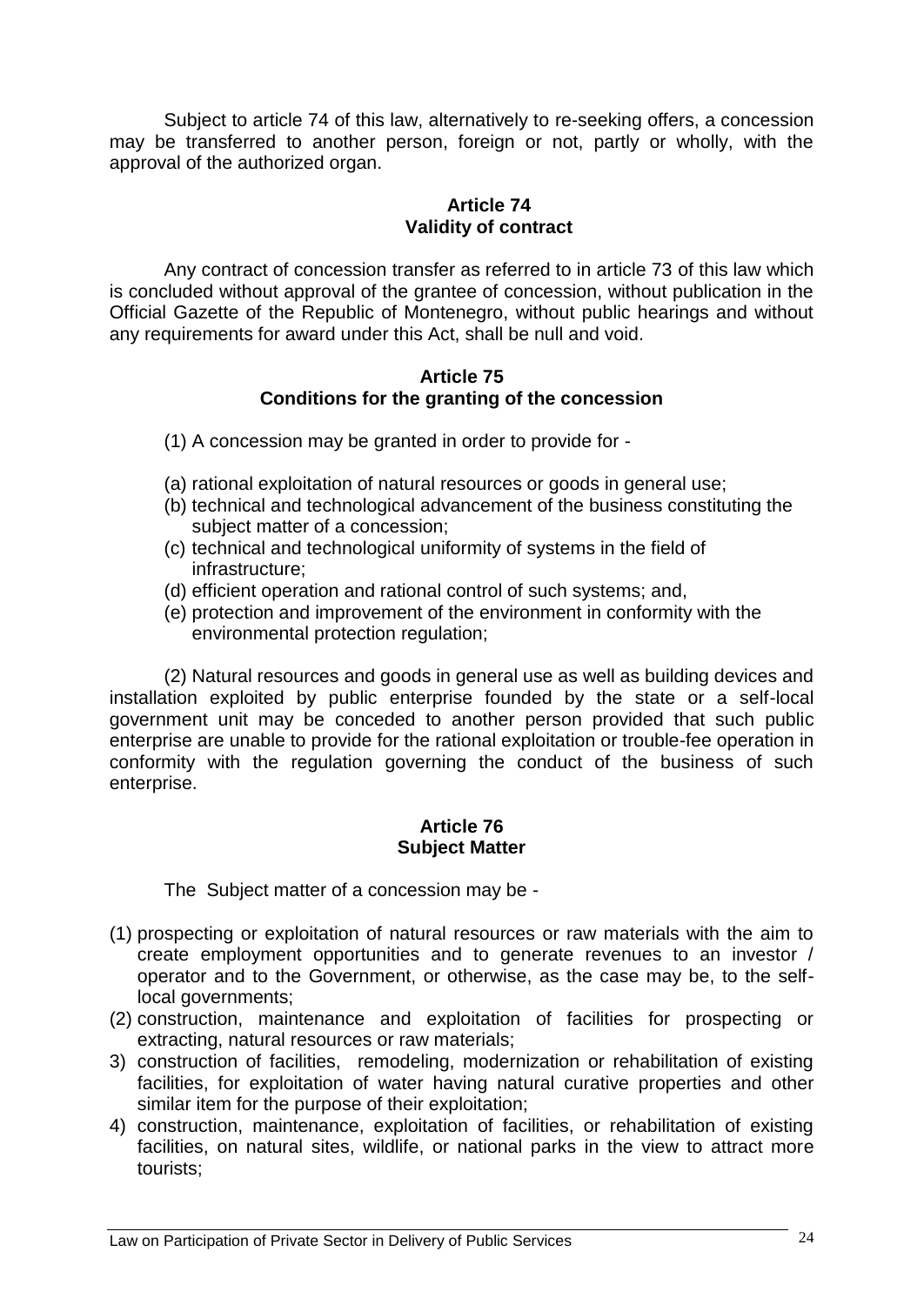Subject to article 74 of this law, alternatively to re-seeking offers, a concession may be transferred to another person, foreign or not, partly or wholly, with the approval of the authorized organ.

### Article 74
### Validity of contract

Any contract of concession transfer as referred to in article 73 of this law which is concluded without approval of the grantee of concession, without publication in the Official Gazette of the Republic of Montenegro, without public hearings and without any requirements for award under this Act, shall be null and void.

### Article 75
### Conditions for the granting of the concession

(1) A concession may be granted in order to provide for -

(a) rational exploitation of natural resources or goods in general use;
(b) technical and technological advancement of the business constituting the subject matter of a concession;
(c) technical and technological uniformity of systems in the field of infrastructure;
(d) efficient operation and rational control of such systems; and,
(e) protection and improvement of the environment in conformity with the environmental protection regulation;

(2) Natural resources and goods in general use as well as building devices and installation exploited by public enterprise founded by the state or a self-local government unit may be conceded to another person provided that such public enterprise are unable to provide for the rational exploitation or trouble-fee operation in conformity with the regulation governing the conduct of the business of such enterprise.

### Article 76
### Subject Matter

The Subject matter of a concession may be -

(1) prospecting or exploitation of natural resources or raw materials with the aim to create employment opportunities and to generate revenues to an investor / operator and to the Government, or otherwise, as the case may be, to the self-local governments;
(2) construction, maintenance and exploitation of facilities for prospecting or extracting, natural resources or raw materials;
3) construction of facilities, remodeling, modernization or rehabilitation of existing facilities, for exploitation of water having natural curative properties and other similar item for the purpose of their exploitation;
4) construction, maintenance, exploitation of facilities, or rehabilitation of existing facilities, on natural sites, wildlife, or national parks in the view to attract more tourists;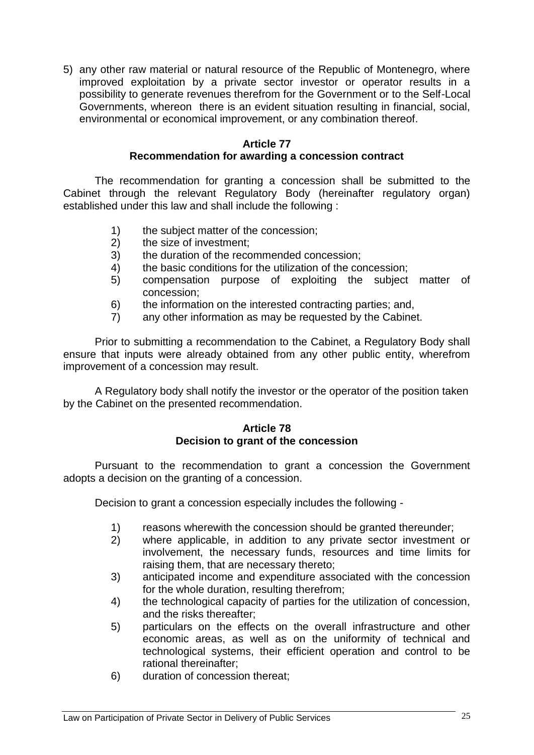5) any other raw material or natural resource of the Republic of Montenegro, where improved exploitation by a private sector investor or operator results in a possibility to generate revenues therefrom for the Government or to the Self-Local Governments, whereon there is an evident situation resulting in financial, social, environmental or economical improvement, or any combination thereof.

### Article 77
### Recommendation for awarding a concession contract

The recommendation for granting a concession shall be submitted to the Cabinet through the relevant Regulatory Body (hereinafter regulatory organ) established under this law and shall include the following :

1) the subject matter of the concession;
2) the size of investment;
3) the duration of the recommended concession;
4) the basic conditions for the utilization of the concession;
5) compensation purpose of exploiting the subject matter of concession;
6) the information on the interested contracting parties; and,
7) any other information as may be requested by the Cabinet.

Prior to submitting a recommendation to the Cabinet, a Regulatory Body shall ensure that inputs were already obtained from any other public entity, wherefrom improvement of a concession may result.

A Regulatory body shall notify the investor or the operator of the position taken by the Cabinet on the presented recommendation.

### Article 78
### Decision to grant of the concession

Pursuant to the recommendation to grant a concession the Government adopts a decision on the granting of a concession.

Decision to grant a concession especially includes the following -

1) reasons wherewith the concession should be granted thereunder;
2) where applicable, in addition to any private sector investment or involvement, the necessary funds, resources and time limits for raising them, that are necessary thereto;
3) anticipated income and expenditure associated with the concession for the whole duration, resulting therefrom;
4) the technological capacity of parties for the utilization of concession, and the risks thereafter;
5) particulars on the effects on the overall infrastructure and other economic areas, as well as on the uniformity of technical and technological systems, their efficient operation and control to be rational thereinafter;
6) duration of concession thereat;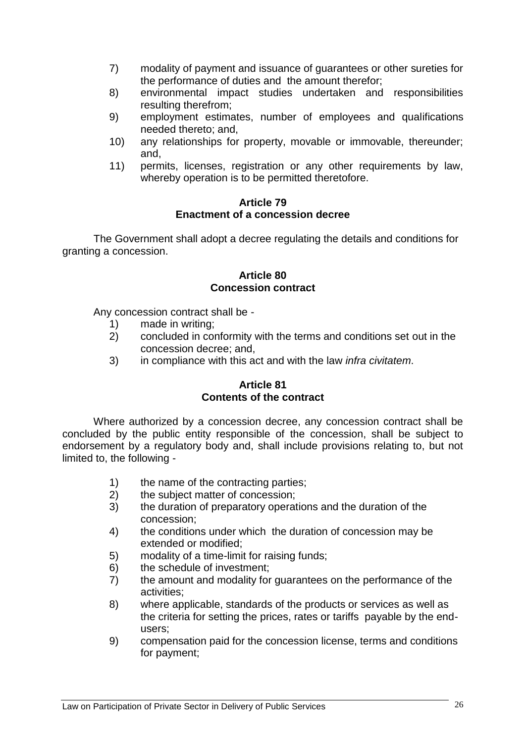7) modality of payment and issuance of guarantees or other sureties for the performance of duties and the amount therefor;
8) environmental impact studies undertaken and responsibilities resulting therefrom;
9) employment estimates, number of employees and qualifications needed thereto; and,
10) any relationships for property, movable or immovable, thereunder; and,
11) permits, licenses, registration or any other requirements by law, whereby operation is to be permitted theretofore.

### Article 79
### Enactment of a concession decree

The Government shall adopt a decree regulating the details and conditions for granting a concession.

### Article 80
### Concession contract

Any concession contract shall be -

1) made in writing;
2) concluded in conformity with the terms and conditions set out in the concession decree; and,
3) in compliance with this act and with the law *infra civitatem*.

### Article 81
### Contents of the contract

Where authorized by a concession decree, any concession contract shall be concluded by the public entity responsible of the concession, shall be subject to endorsement by a regulatory body and, shall include provisions relating to, but not limited to, the following -

1) the name of the contracting parties;
2) the subject matter of concession;
3) the duration of preparatory operations and the duration of the concession;
4) the conditions under which the duration of concession may be extended or modified;
5) modality of a time-limit for raising funds;
6) the schedule of investment;
7) the amount and modality for guarantees on the performance of the activities;
8) where applicable, standards of the products or services as well as the criteria for setting the prices, rates or tariffs payable by the end-users;
9) compensation paid for the concession license, terms and conditions for payment;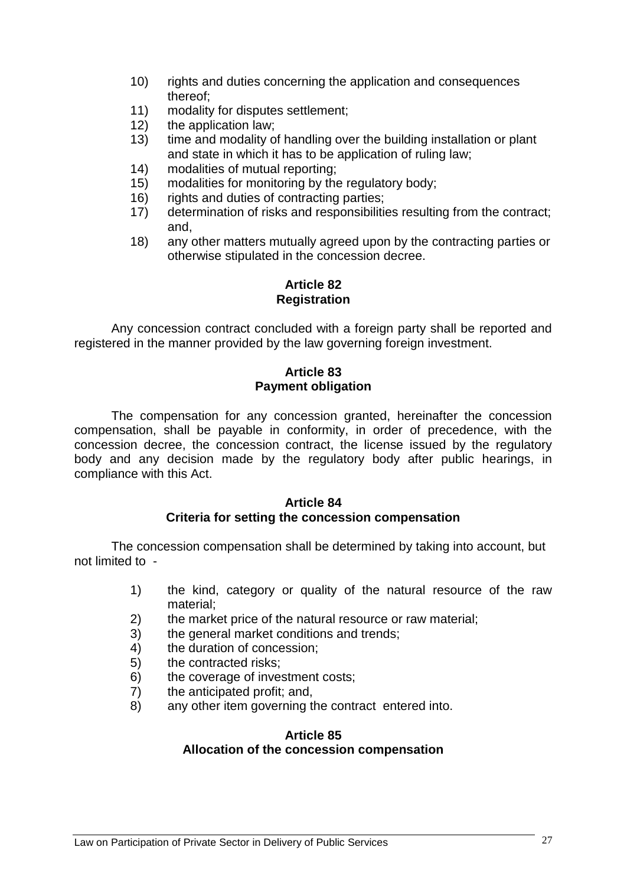10) rights and duties concerning the application and consequences thereof;
11) modality for disputes settlement;
12) the application law;
13) time and modality of handling over the building installation or plant and state in which it has to be application of ruling law;
14) modalities of mutual reporting;
15) modalities for monitoring by the regulatory body;
16) rights and duties of contracting parties;
17) determination of risks and responsibilities resulting from the contract; and,
18) any other matters mutually agreed upon by the contracting parties or otherwise stipulated in the concession decree.

### Article 82
### Registration

Any concession contract concluded with a foreign party shall be reported and registered in the manner provided by the law governing foreign investment.

### Article 83
### Payment obligation

The compensation for any concession granted, hereinafter the concession compensation, shall be payable in conformity, in order of precedence, with the concession decree, the concession contract, the license issued by the regulatory body and any decision made by the regulatory body after public hearings, in compliance with this Act.

### Article 84
### Criteria for setting the concession compensation

The concession compensation shall be determined by taking into account, but not limited to -

1) the kind, category or quality of the natural resource of the raw material;
2) the market price of the natural resource or raw material;
3) the general market conditions and trends;
4) the duration of concession;
5) the contracted risks;
6) the coverage of investment costs;
7) the anticipated profit; and,
8) any other item governing the contract entered into.

### Article 85
### Allocation of the concession compensation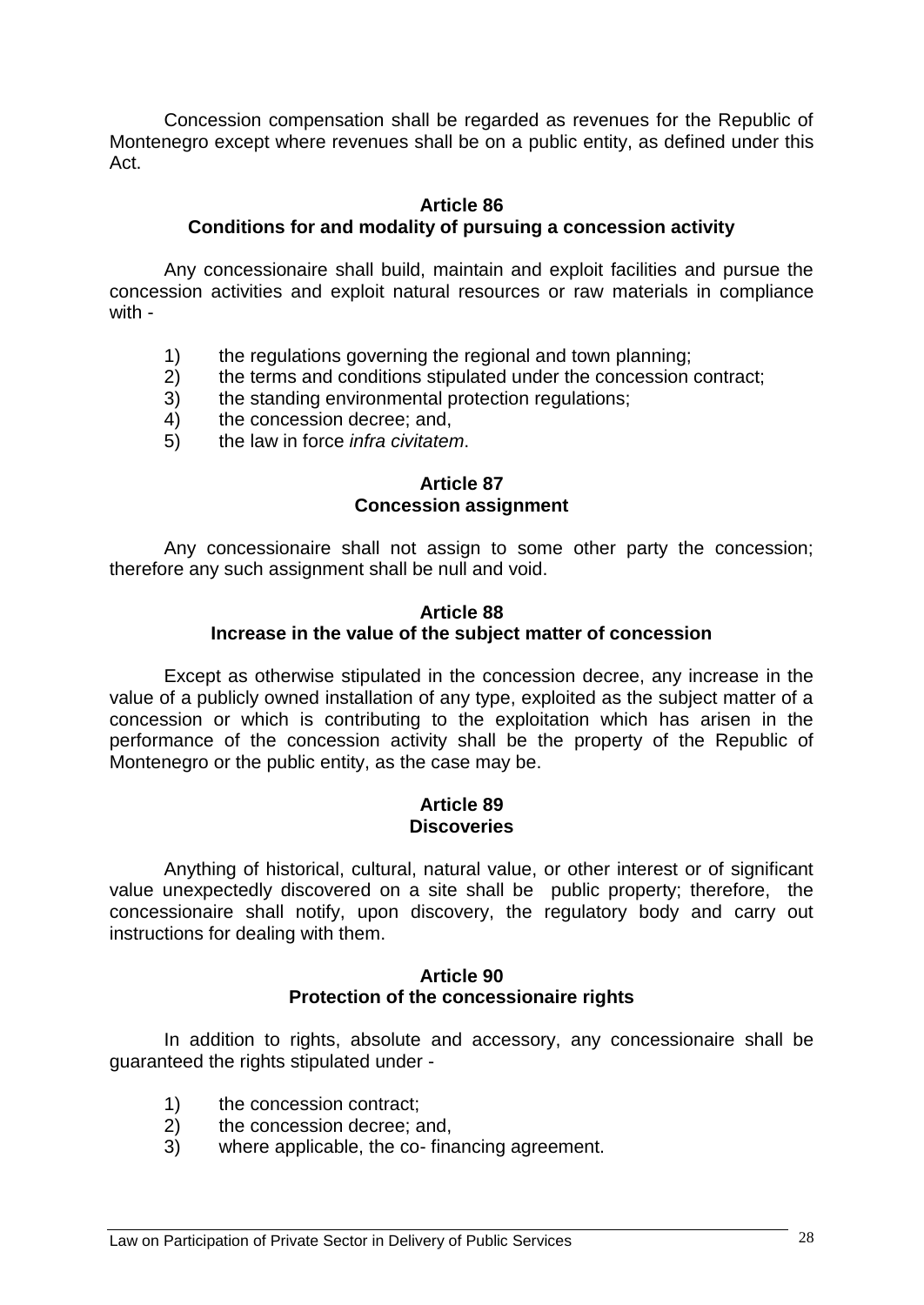Concession compensation shall be regarded as revenues for the Republic of Montenegro except where revenues shall be on a public entity, as defined under this Act.

**Article 86**
**Conditions for and modality of pursuing a concession activity**

Any concessionaire shall build, maintain and exploit facilities and pursue the concession activities and exploit natural resources or raw materials in compliance with -

1) the regulations governing the regional and town planning;
2) the terms and conditions stipulated under the concession contract;
3) the standing environmental protection regulations;
4) the concession decree; and,
5) the law in force *infra civitatem*.

**Article 87**
**Concession assignment**

Any concessionaire shall not assign to some other party the concession; therefore any such assignment shall be null and void.

**Article 88**
**Increase in the value of the subject matter of concession**

Except as otherwise stipulated in the concession decree, any increase in the value of a publicly owned installation of any type, exploited as the subject matter of a concession or which is contributing to the exploitation which has arisen in the performance of the concession activity shall be the property of the Republic of Montenegro or the public entity, as the case may be.

**Article 89**
**Discoveries**

Anything of historical, cultural, natural value, or other interest or of significant value unexpectedly discovered on a site shall be public property; therefore, the concessionaire shall notify, upon discovery, the regulatory body and carry out instructions for dealing with them.

**Article 90**
**Protection of the concessionaire rights**

In addition to rights, absolute and accessory, any concessionaire shall be guaranteed the rights stipulated under -

1) the concession contract;
2) the concession decree; and,
3) where applicable, the co- financing agreement.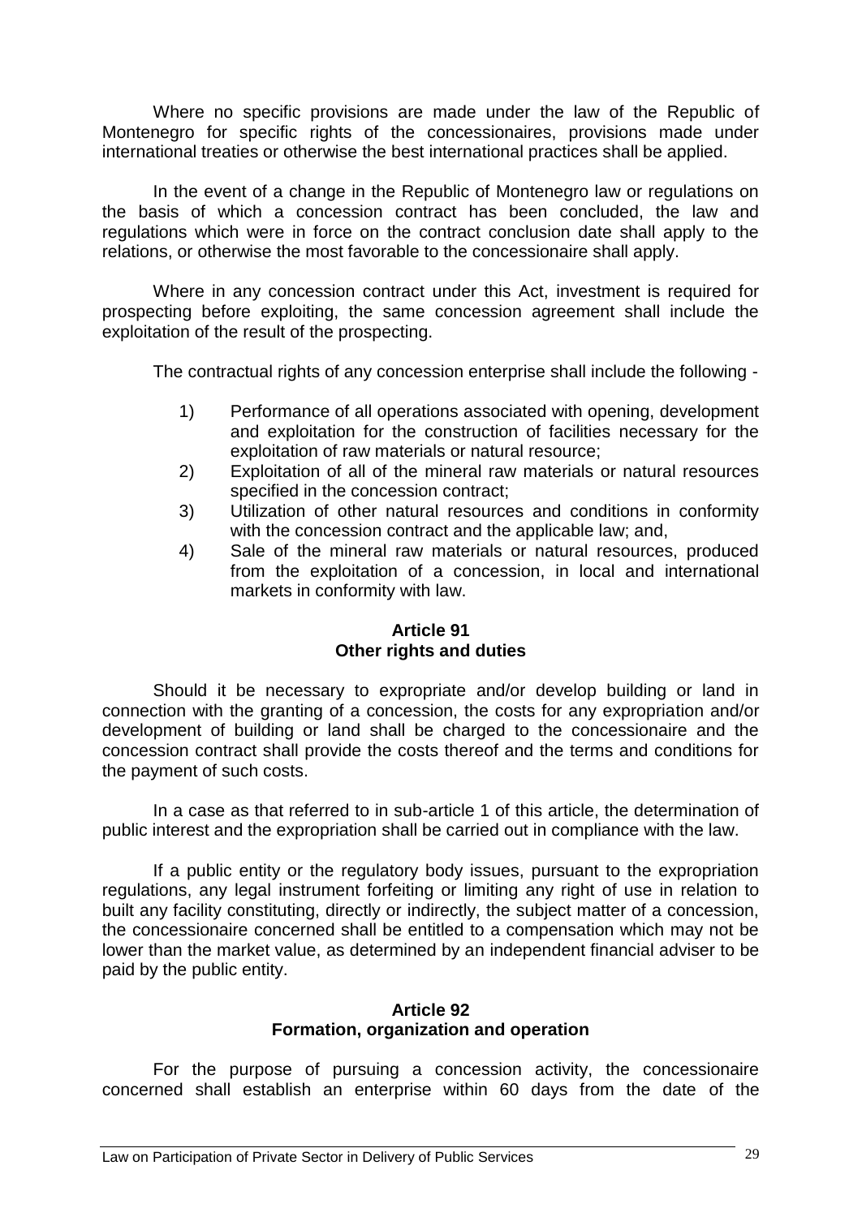Where no specific provisions are made under the law of the Republic of Montenegro for specific rights of the concessionaires, provisions made under international treaties or otherwise the best international practices shall be applied.

In the event of a change in the Republic of Montenegro law or regulations on the basis of which a concession contract has been concluded, the law and regulations which were in force on the contract conclusion date shall apply to the relations, or otherwise the most favorable to the concessionaire shall apply.

Where in any concession contract under this Act, investment is required for prospecting before exploiting, the same concession agreement shall include the exploitation of the result of the prospecting.

The contractual rights of any concession enterprise shall include the following -

1) Performance of all operations associated with opening, development and exploitation for the construction of facilities necessary for the exploitation of raw materials or natural resource;
2) Exploitation of all of the mineral raw materials or natural resources specified in the concession contract;
3) Utilization of other natural resources and conditions in conformity with the concession contract and the applicable law; and,
4) Sale of the mineral raw materials or natural resources, produced from the exploitation of a concession, in local and international markets in conformity with law.

**Article 91**
**Other rights and duties**

Should it be necessary to expropriate and/or develop building or land in connection with the granting of a concession, the costs for any expropriation and/or development of building or land shall be charged to the concessionaire and the concession contract shall provide the costs thereof and the terms and conditions for the payment of such costs.

In a case as that referred to in sub-article 1 of this article, the determination of public interest and the expropriation shall be carried out in compliance with the law.

If a public entity or the regulatory body issues, pursuant to the expropriation regulations, any legal instrument forfeiting or limiting any right of use in relation to built any facility constituting, directly or indirectly, the subject matter of a concession, the concessionaire concerned shall be entitled to a compensation which may not be lower than the market value, as determined by an independent financial adviser to be paid by the public entity.

**Article 92**
**Formation, organization and operation**

For the purpose of pursuing a concession activity, the concessionaire concerned shall establish an enterprise within 60 days from the date of the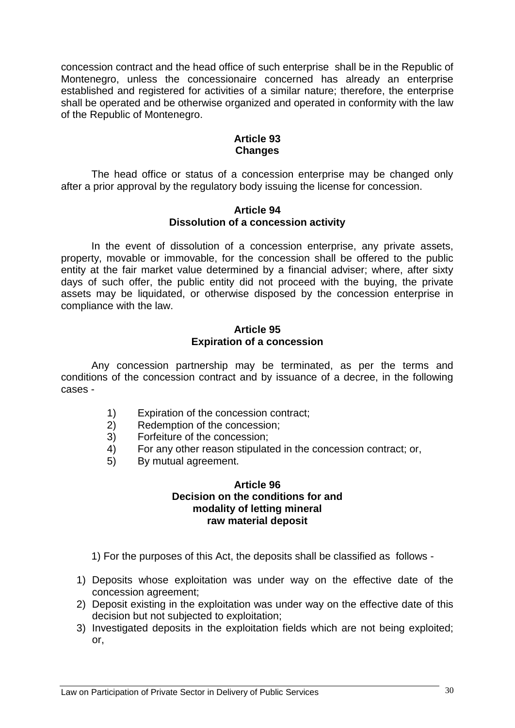concession contract and the head office of such enterprise shall be in the Republic of Montenegro, unless the concessionaire concerned has already an enterprise established and registered for activities of a similar nature; therefore, the enterprise shall be operated and be otherwise organized and operated in conformity with the law of the Republic of Montenegro.

**Article 93**
**Changes**

The head office or status of a concession enterprise may be changed only after a prior approval by the regulatory body issuing the license for concession.

**Article 94**
**Dissolution of a concession activity**

In the event of dissolution of a concession enterprise, any private assets, property, movable or immovable, for the concession shall be offered to the public entity at the fair market value determined by a financial adviser; where, after sixty days of such offer, the public entity did not proceed with the buying, the private assets may be liquidated, or otherwise disposed by the concession enterprise in compliance with the law.

**Article 95**
**Expiration of a concession**

Any concession partnership may be terminated, as per the terms and conditions of the concession contract and by issuance of a decree, in the following cases -

1) Expiration of the concession contract;
2) Redemption of the concession;
3) Forfeiture of the concession;
4) For any other reason stipulated in the concession contract; or,
5) By mutual agreement.

**Article 96**
**Decision on the conditions for and modality of letting mineral raw material deposit**

1) For the purposes of this Act, the deposits shall be classified as follows -

1) Deposits whose exploitation was under way on the effective date of the concession agreement;
2) Deposit existing in the exploitation was under way on the effective date of this decision but not subjected to exploitation;
3) Investigated deposits in the exploitation fields which are not being exploited; or,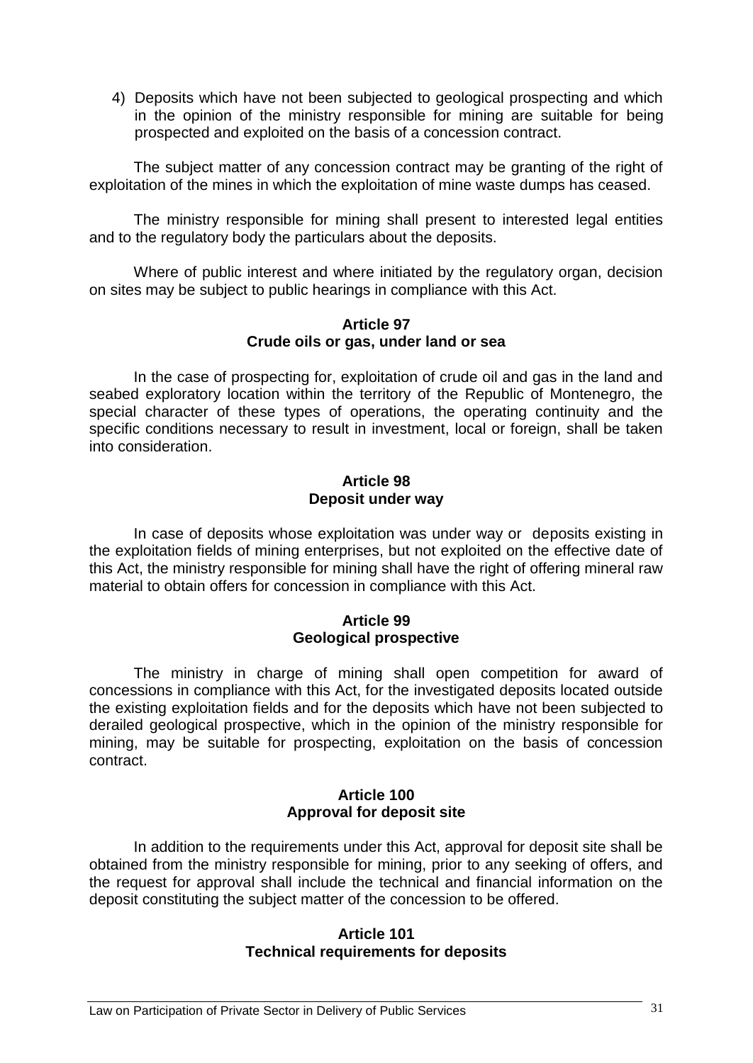4) Deposits which have not been subjected to geological prospecting and which in the opinion of the ministry responsible for mining are suitable for being prospected and exploited on the basis of a concession contract.

The subject matter of any concession contract may be granting of the right of exploitation of the mines in which the exploitation of mine waste dumps has ceased.

The ministry responsible for mining shall present to interested legal entities and to the regulatory body the particulars about the deposits.

Where of public interest and where initiated by the regulatory organ, decision on sites may be subject to public hearings in compliance with this Act.

**Article 97**
**Crude oils or gas, under land or sea**

In the case of prospecting for, exploitation of crude oil and gas in the land and seabed exploratory location within the territory of the Republic of Montenegro, the special character of these types of operations, the operating continuity and the specific conditions necessary to result in investment, local or foreign, shall be taken into consideration.

**Article 98**
**Deposit under way**

In case of deposits whose exploitation was under way or deposits existing in the exploitation fields of mining enterprises, but not exploited on the effective date of this Act, the ministry responsible for mining shall have the right of offering mineral raw material to obtain offers for concession in compliance with this Act.

**Article 99**
**Geological prospective**

The ministry in charge of mining shall open competition for award of concessions in compliance with this Act, for the investigated deposits located outside the existing exploitation fields and for the deposits which have not been subjected to derailed geological prospective, which in the opinion of the ministry responsible for mining, may be suitable for prospecting, exploitation on the basis of concession contract.

**Article 100**
**Approval for deposit site**

In addition to the requirements under this Act, approval for deposit site shall be obtained from the ministry responsible for mining, prior to any seeking of offers, and the request for approval shall include the technical and financial information on the deposit constituting the subject matter of the concession to be offered.

**Article 101**
**Technical requirements for deposits**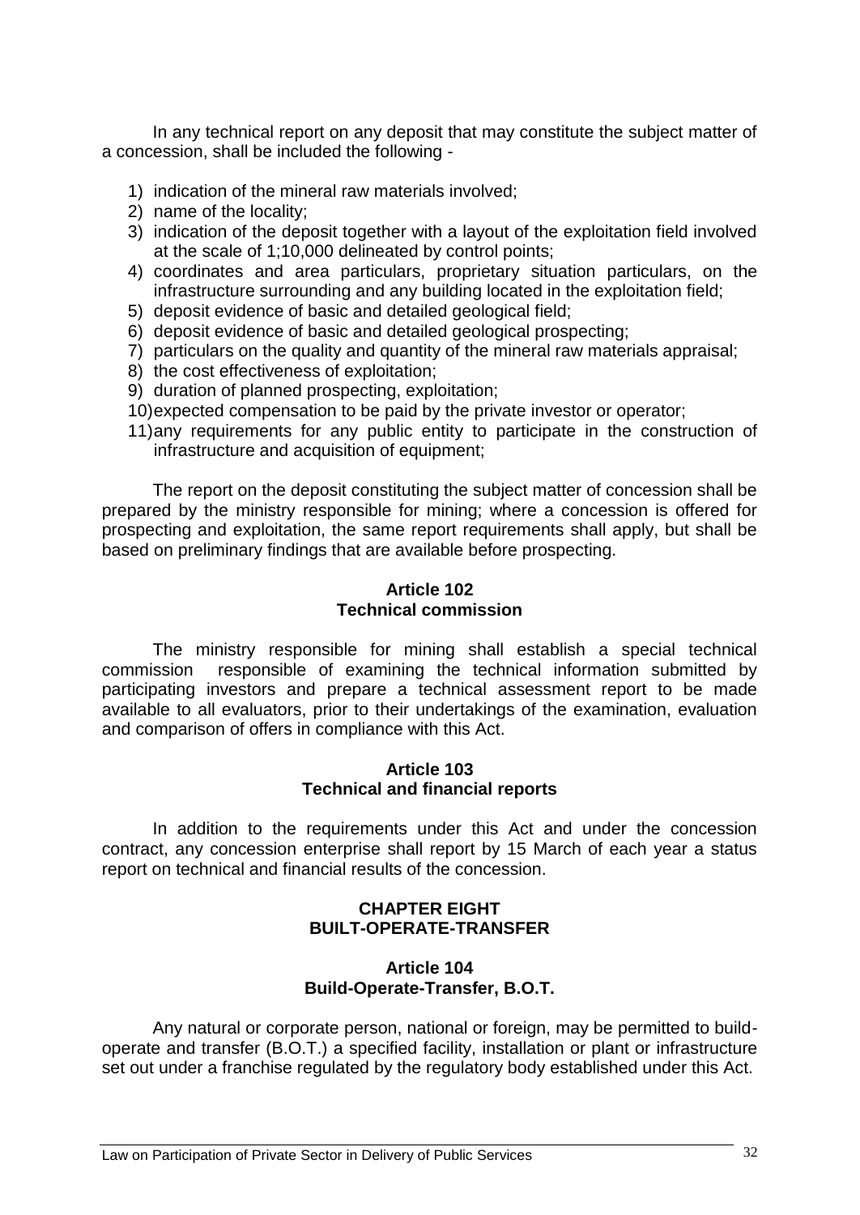In any technical report on any deposit that may constitute the subject matter of a concession, shall be included the following -

1) indication of the mineral raw materials involved;
2) name of the locality;
3) indication of the deposit together with a layout of the exploitation field involved at the scale of 1;10,000 delineated by control points;
4) coordinates and area particulars, proprietary situation particulars, on the infrastructure surrounding and any building located in the exploitation field;
5) deposit evidence of basic and detailed geological field;
6) deposit evidence of basic and detailed geological prospecting;
7) particulars on the quality and quantity of the mineral raw materials appraisal;
8) the cost effectiveness of exploitation;
9) duration of planned prospecting, exploitation;
10) expected compensation to be paid by the private investor or operator;
11) any requirements for any public entity to participate in the construction of infrastructure and acquisition of equipment;

The report on the deposit constituting the subject matter of concession shall be prepared by the ministry responsible for mining; where a concession is offered for prospecting and exploitation, the same report requirements shall apply, but shall be based on preliminary findings that are available before prospecting.

### Article 102
### Technical commission

The ministry responsible for mining shall establish a special technical commission responsible of examining the technical information submitted by participating investors and prepare a technical assessment report to be made available to all evaluators, prior to their undertakings of the examination, evaluation and comparison of offers in compliance with this Act.

### Article 103
### Technical and financial reports

In addition to the requirements under this Act and under the concession contract, any concession enterprise shall report by 15 March of each year a status report on technical and financial results of the concession.

## CHAPTER EIGHT
## BUILT-OPERATE-TRANSFER

### Article 104
### Build-Operate-Transfer, B.O.T.

Any natural or corporate person, national or foreign, may be permitted to build-operate and transfer (B.O.T.) a specified facility, installation or plant or infrastructure set out under a franchise regulated by the regulatory body established under this Act.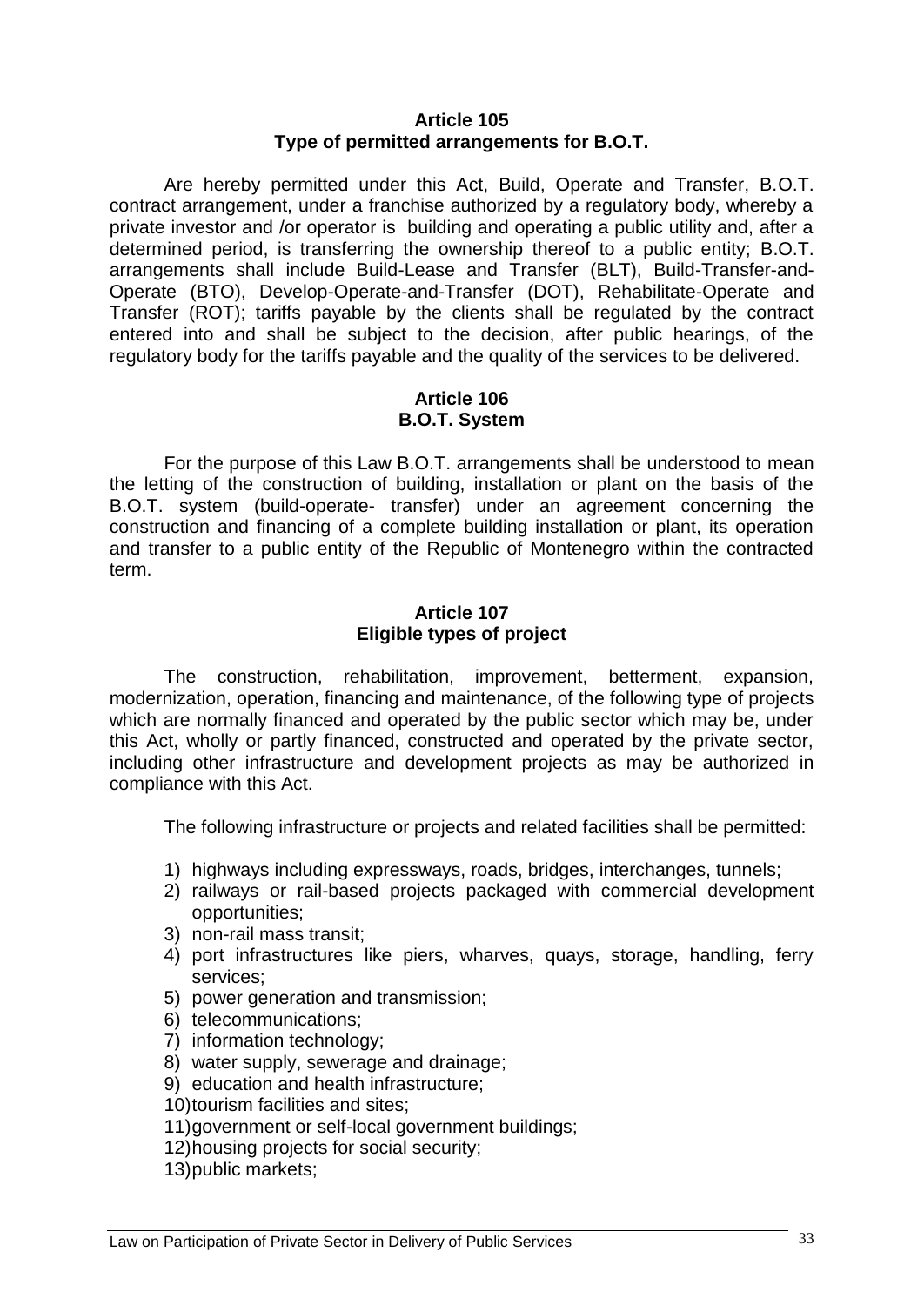## Article 105
## Type of permitted arrangements for B.O.T.

Are hereby permitted under this Act, Build, Operate and Transfer, B.O.T. contract arrangement, under a franchise authorized by a regulatory body, whereby a private investor and /or operator is building and operating a public utility and, after a determined period, is transferring the ownership thereof to a public entity; B.O.T. arrangements shall include Build-Lease and Transfer (BLT), Build-Transfer-and-Operate (BTO), Develop-Operate-and-Transfer (DOT), Rehabilitate-Operate and Transfer (ROT); tariffs payable by the clients shall be regulated by the contract entered into and shall be subject to the decision, after public hearings, of the regulatory body for the tariffs payable and the quality of the services to be delivered.

## Article 106
## B.O.T. System

For the purpose of this Law B.O.T. arrangements shall be understood to mean the letting of the construction of building, installation or plant on the basis of the B.O.T. system (build-operate- transfer) under an agreement concerning the construction and financing of a complete building installation or plant, its operation and transfer to a public entity of the Republic of Montenegro within the contracted term.

## Article 107
## Eligible types of project

The construction, rehabilitation, improvement, betterment, expansion, modernization, operation, financing and maintenance, of the following type of projects which are normally financed and operated by the public sector which may be, under this Act, wholly or partly financed, constructed and operated by the private sector, including other infrastructure and development projects as may be authorized in compliance with this Act.

The following infrastructure or projects and related facilities shall be permitted:

1) highways including expressways, roads, bridges, interchanges, tunnels;
2) railways or rail-based projects packaged with commercial development opportunities;
3) non-rail mass transit;
4) port infrastructures like piers, wharves, quays, storage, handling, ferry services;
5) power generation and transmission;
6) telecommunications;
7) information technology;
8) water supply, sewerage and drainage;
9) education and health infrastructure;
10) tourism facilities and sites;
11) government or self-local government buildings;
12) housing projects for social security;
13) public markets;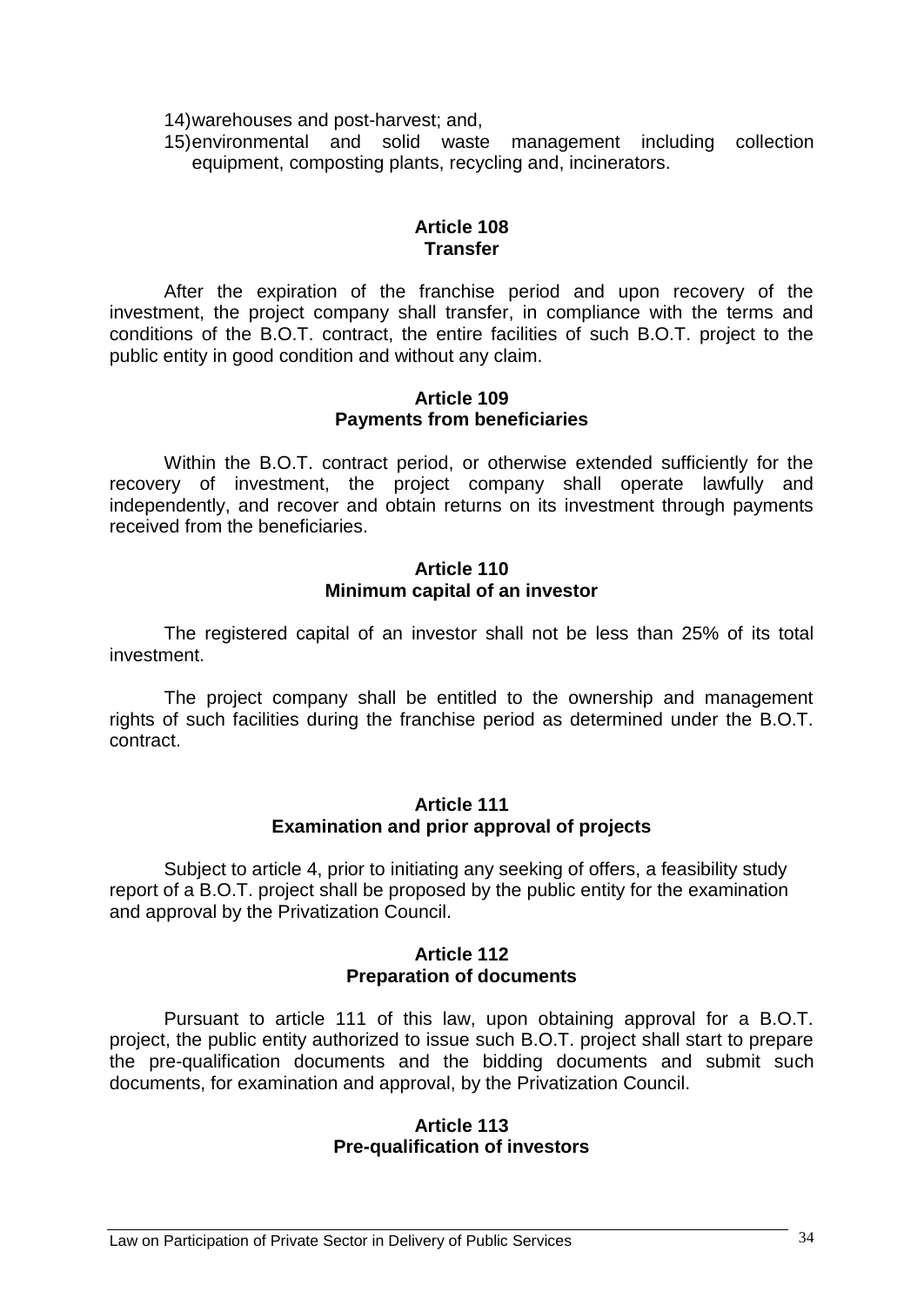14) warehouses and post-harvest; and,
15) environmental and solid waste management including collection equipment, composting plants, recycling and, incinerators.

### Article 108
### Transfer

After the expiration of the franchise period and upon recovery of the investment, the project company shall transfer, in compliance with the terms and conditions of the B.O.T. contract, the entire facilities of such B.O.T. project to the public entity in good condition and without any claim.

### Article 109
### Payments from beneficiaries

Within the B.O.T. contract period, or otherwise extended sufficiently for the recovery of investment, the project company shall operate lawfully and independently, and recover and obtain returns on its investment through payments received from the beneficiaries.

### Article 110
### Minimum capital of an investor

The registered capital of an investor shall not be less than 25% of its total investment.

The project company shall be entitled to the ownership and management rights of such facilities during the franchise period as determined under the B.O.T. contract.

### Article 111
### Examination and prior approval of projects

Subject to article 4, prior to initiating any seeking of offers, a feasibility study report of a B.O.T. project shall be proposed by the public entity for the examination and approval by the Privatization Council.

### Article 112
### Preparation of documents

Pursuant to article 111 of this law, upon obtaining approval for a B.O.T. project, the public entity authorized to issue such B.O.T. project shall start to prepare the pre-qualification documents and the bidding documents and submit such documents, for examination and approval, by the Privatization Council.

### Article 113
### Pre-qualification of investors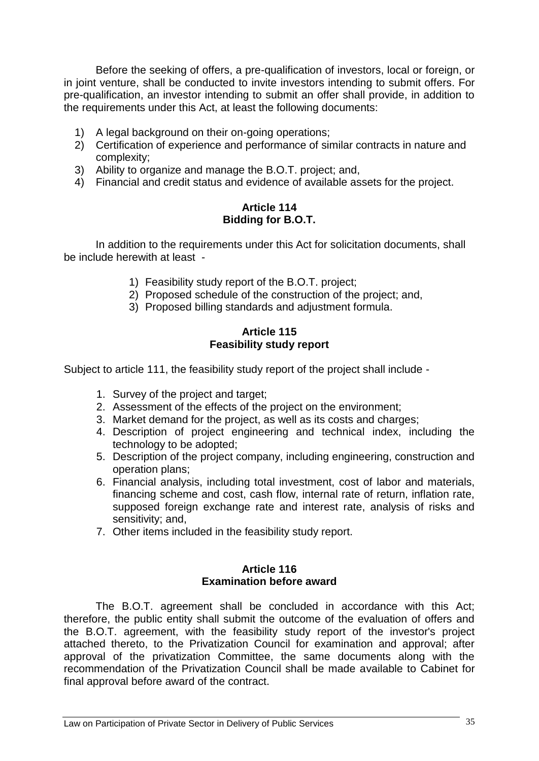Before the seeking of offers, a pre-qualification of investors, local or foreign, or in joint venture, shall be conducted to invite investors intending to submit offers. For pre-qualification, an investor intending to submit an offer shall provide, in addition to the requirements under this Act, at least the following documents:

1) A legal background on their on-going operations;
2) Certification of experience and performance of similar contracts in nature and complexity;
3) Ability to organize and manage the B.O.T. project; and,
4) Financial and credit status and evidence of available assets for the project.

### Article 114
### Bidding for B.O.T.

In addition to the requirements under this Act for solicitation documents, shall be include herewith at least -

1) Feasibility study report of the B.O.T. project;
2) Proposed schedule of the construction of the project; and,
3) Proposed billing standards and adjustment formula.

### Article 115
### Feasibility study report

Subject to article 111, the feasibility study report of the project shall include -

1. Survey of the project and target;
2. Assessment of the effects of the project on the environment;
3. Market demand for the project, as well as its costs and charges;
4. Description of project engineering and technical index, including the technology to be adopted;
5. Description of the project company, including engineering, construction and operation plans;
6. Financial analysis, including total investment, cost of labor and materials, financing scheme and cost, cash flow, internal rate of return, inflation rate, supposed foreign exchange rate and interest rate, analysis of risks and sensitivity; and,
7. Other items included in the feasibility study report.

### Article 116
### Examination before award

The B.O.T. agreement shall be concluded in accordance with this Act; therefore, the public entity shall submit the outcome of the evaluation of offers and the B.O.T. agreement, with the feasibility study report of the investor's project attached thereto, to the Privatization Council for examination and approval; after approval of the privatization Committee, the same documents along with the recommendation of the Privatization Council shall be made available to Cabinet for final approval before award of the contract.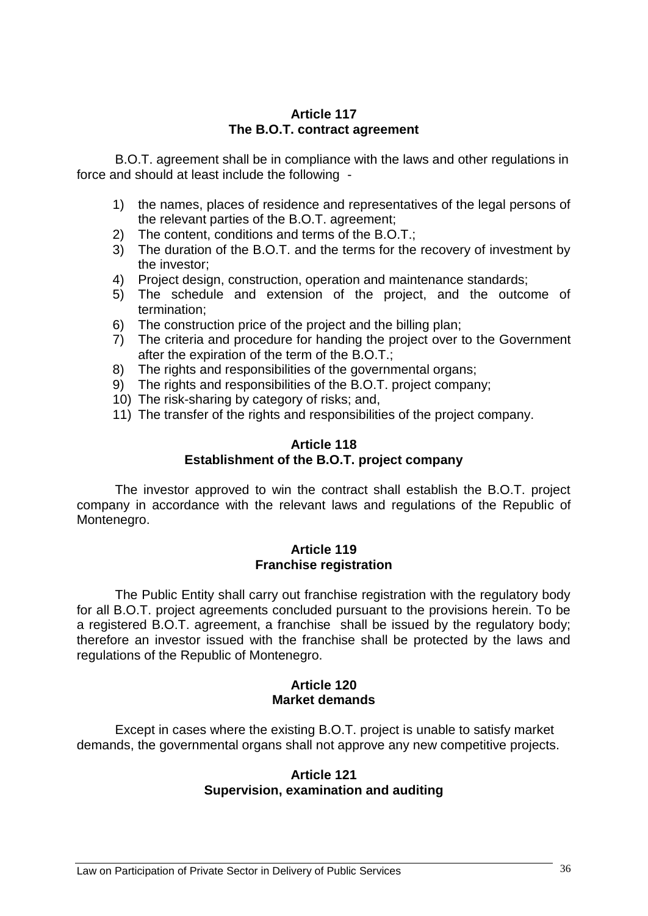**Article 117**
**The B.O.T. contract agreement**

B.O.T. agreement shall be in compliance with the laws and other regulations in force and should at least include the following -

1) the names, places of residence and representatives of the legal persons of the relevant parties of the B.O.T. agreement;
2) The content, conditions and terms of the B.O.T.;
3) The duration of the B.O.T. and the terms for the recovery of investment by the investor;
4) Project design, construction, operation and maintenance standards;
5) The schedule and extension of the project, and the outcome of termination;
6) The construction price of the project and the billing plan;
7) The criteria and procedure for handing the project over to the Government after the expiration of the term of the B.O.T.;
8) The rights and responsibilities of the governmental organs;
9) The rights and responsibilities of the B.O.T. project company;
10) The risk-sharing by category of risks; and,
11) The transfer of the rights and responsibilities of the project company.

**Article 118**
**Establishment of the B.O.T. project company**

The investor approved to win the contract shall establish the B.O.T. project company in accordance with the relevant laws and regulations of the Republic of Montenegro.

**Article 119**
**Franchise registration**

The Public Entity shall carry out franchise registration with the regulatory body for all B.O.T. project agreements concluded pursuant to the provisions herein. To be a registered B.O.T. agreement, a franchise shall be issued by the regulatory body; therefore an investor issued with the franchise shall be protected by the laws and regulations of the Republic of Montenegro.

**Article 120**
**Market demands**

Except in cases where the existing B.O.T. project is unable to satisfy market demands, the governmental organs shall not approve any new competitive projects.

**Article 121**
**Supervision, examination and auditing**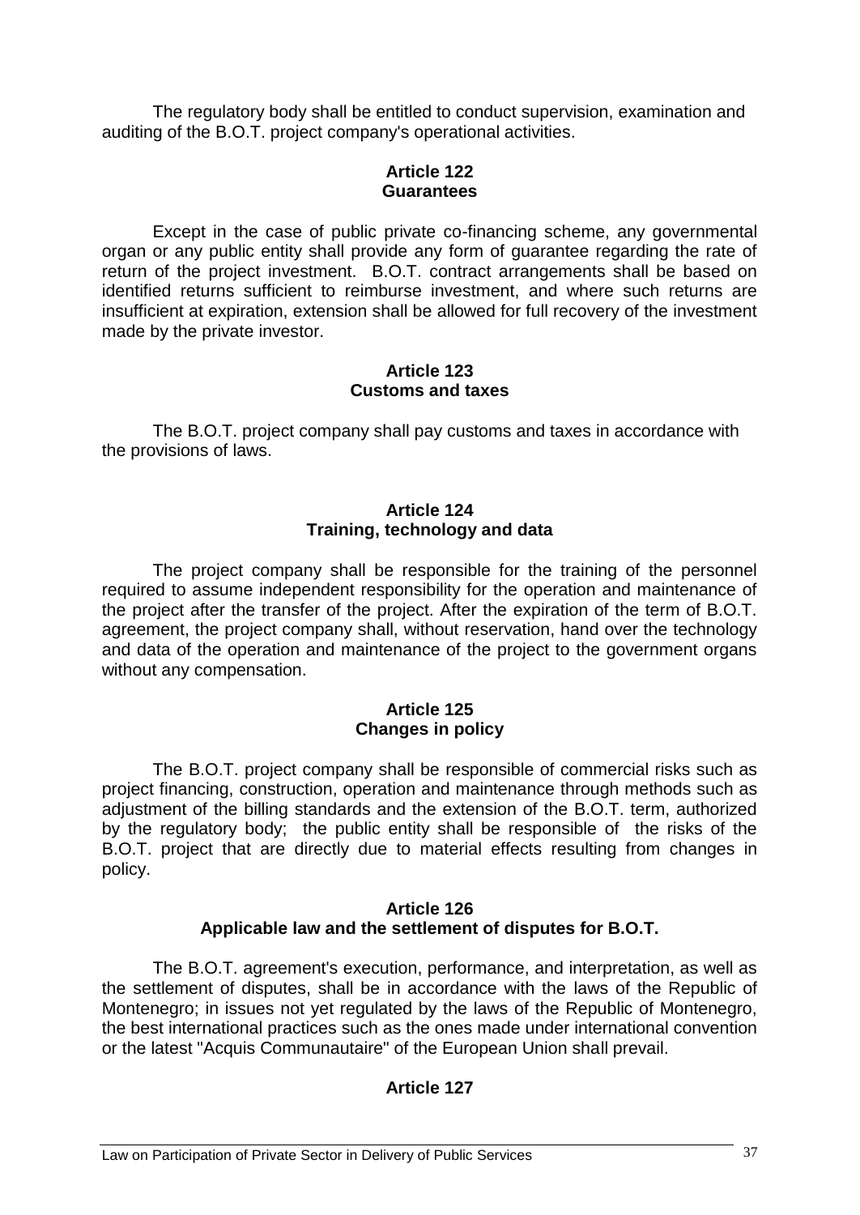The regulatory body shall be entitled to conduct supervision, examination and auditing of the B.O.T. project company's operational activities.

**Article 122**
**Guarantees**

Except in the case of public private co-financing scheme, any governmental organ or any public entity shall provide any form of guarantee regarding the rate of return of the project investment. B.O.T. contract arrangements shall be based on identified returns sufficient to reimburse investment, and where such returns are insufficient at expiration, extension shall be allowed for full recovery of the investment made by the private investor.

**Article 123**
**Customs and taxes**

The B.O.T. project company shall pay customs and taxes in accordance with the provisions of laws.

**Article 124**
**Training, technology and data**

The project company shall be responsible for the training of the personnel required to assume independent responsibility for the operation and maintenance of the project after the transfer of the project. After the expiration of the term of B.O.T. agreement, the project company shall, without reservation, hand over the technology and data of the operation and maintenance of the project to the government organs without any compensation.

**Article 125**
**Changes in policy**

The B.O.T. project company shall be responsible of commercial risks such as project financing, construction, operation and maintenance through methods such as adjustment of the billing standards and the extension of the B.O.T. term, authorized by the regulatory body; the public entity shall be responsible of the risks of the B.O.T. project that are directly due to material effects resulting from changes in policy.

**Article 126**
**Applicable law and the settlement of disputes for B.O.T.**

The B.O.T. agreement's execution, performance, and interpretation, as well as the settlement of disputes, shall be in accordance with the laws of the Republic of Montenegro; in issues not yet regulated by the laws of the Republic of Montenegro, the best international practices such as the ones made under international convention or the latest "Acquis Communautaire" of the European Union shall prevail.

**Article 127**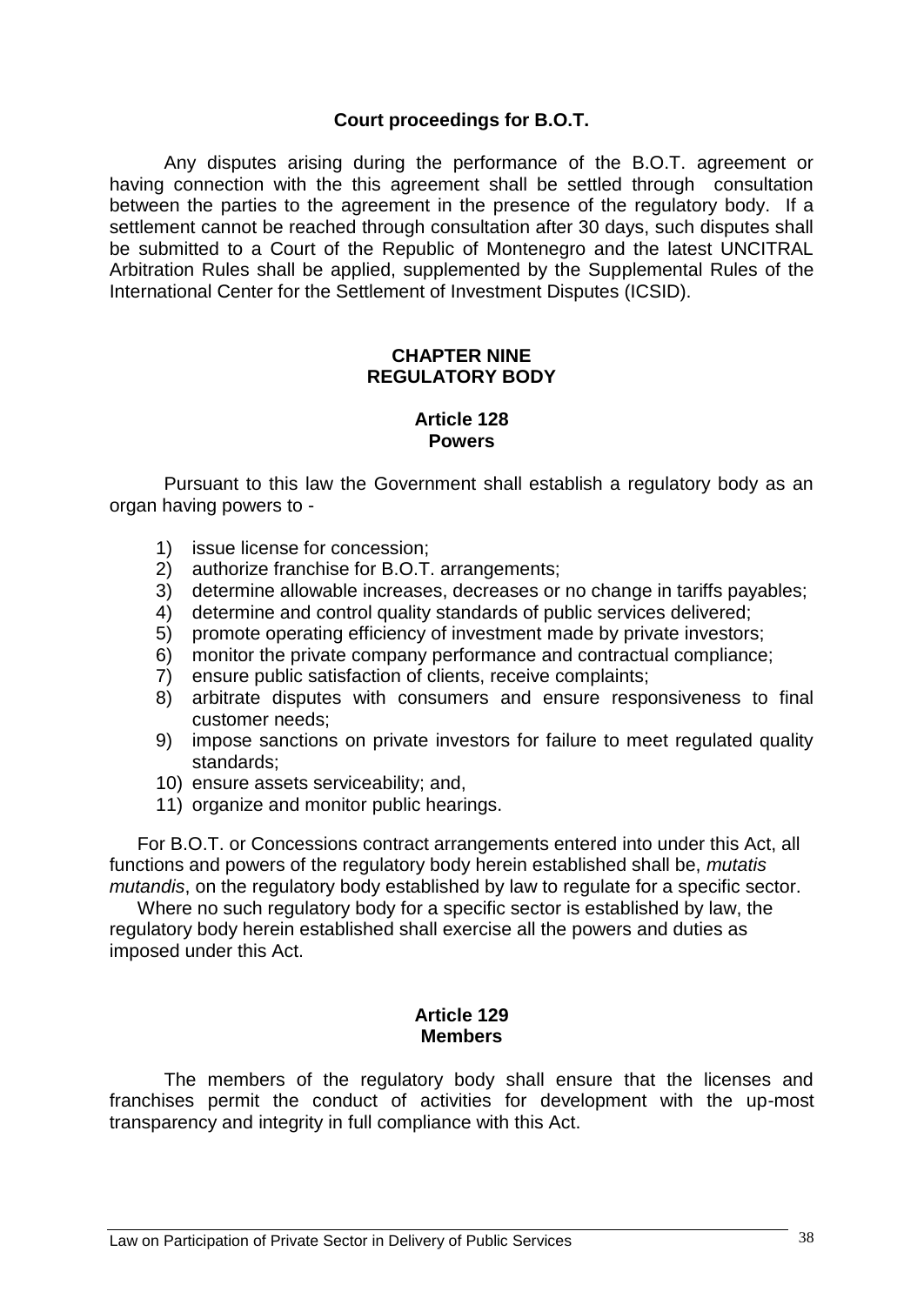**Court proceedings for B.O.T.**

Any disputes arising during the performance of the B.O.T. agreement or having connection with the this agreement shall be settled through consultation between the parties to the agreement in the presence of the regulatory body. If a settlement cannot be reached through consultation after 30 days, such disputes shall be submitted to a Court of the Republic of Montenegro and the latest UNCITRAL Arbitration Rules shall be applied, supplemented by the Supplemental Rules of the International Center for the Settlement of Investment Disputes (ICSID).

## CHAPTER NINE
## REGULATORY BODY

### Article 128
### Powers

Pursuant to this law the Government shall establish a regulatory body as an organ having powers to -

1) issue license for concession;
2) authorize franchise for B.O.T. arrangements;
3) determine allowable increases, decreases or no change in tariffs payables;
4) determine and control quality standards of public services delivered;
5) promote operating efficiency of investment made by private investors;
6) monitor the private company performance and contractual compliance;
7) ensure public satisfaction of clients, receive complaints;
8) arbitrate disputes with consumers and ensure responsiveness to final customer needs;
9) impose sanctions on private investors for failure to meet regulated quality standards;
10) ensure assets serviceability; and,
11) organize and monitor public hearings.

For B.O.T. or Concessions contract arrangements entered into under this Act, all functions and powers of the regulatory body herein established shall be, *mutatis mutandis*, on the regulatory body established by law to regulate for a specific sector.

Where no such regulatory body for a specific sector is established by law, the regulatory body herein established shall exercise all the powers and duties as imposed under this Act.

### Article 129
### Members

The members of the regulatory body shall ensure that the licenses and franchises permit the conduct of activities for development with the up-most transparency and integrity in full compliance with this Act.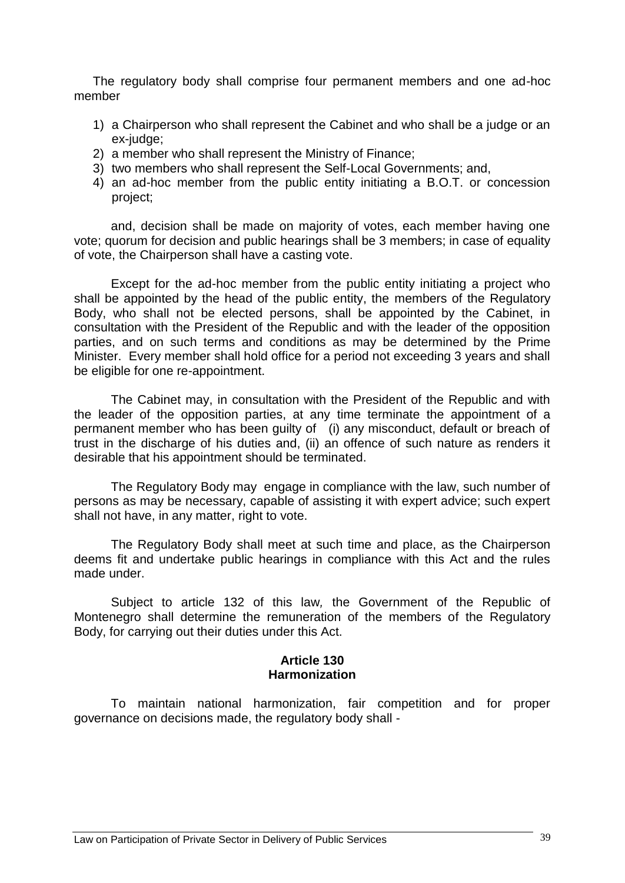The regulatory body shall comprise four permanent members and one ad-hoc member

1) a Chairperson who shall represent the Cabinet and who shall be a judge or an ex-judge;
2) a member who shall represent the Ministry of Finance;
3) two members who shall represent the Self-Local Governments; and,
4) an ad-hoc member from the public entity initiating a B.O.T. or concession project;

and, decision shall be made on majority of votes, each member having one vote; quorum for decision and public hearings shall be 3 members; in case of equality of vote, the Chairperson shall have a casting vote.

Except for the ad-hoc member from the public entity initiating a project who shall be appointed by the head of the public entity, the members of the Regulatory Body, who shall not be elected persons, shall be appointed by the Cabinet, in consultation with the President of the Republic and with the leader of the opposition parties, and on such terms and conditions as may be determined by the Prime Minister. Every member shall hold office for a period not exceeding 3 years and shall be eligible for one re-appointment.

The Cabinet may, in consultation with the President of the Republic and with the leader of the opposition parties, at any time terminate the appointment of a permanent member who has been guilty of (i) any misconduct, default or breach of trust in the discharge of his duties and, (ii) an offence of such nature as renders it desirable that his appointment should be terminated.

The Regulatory Body may engage in compliance with the law, such number of persons as may be necessary, capable of assisting it with expert advice; such expert shall not have, in any matter, right to vote.

The Regulatory Body shall meet at such time and place, as the Chairperson deems fit and undertake public hearings in compliance with this Act and the rules made under.

Subject to article 132 of this law*,* the Government of the Republic of Montenegro shall determine the remuneration of the members of the Regulatory Body, for carrying out their duties under this Act.

### Article 130
### Harmonization

To maintain national harmonization, fair competition and for proper governance on decisions made, the regulatory body shall -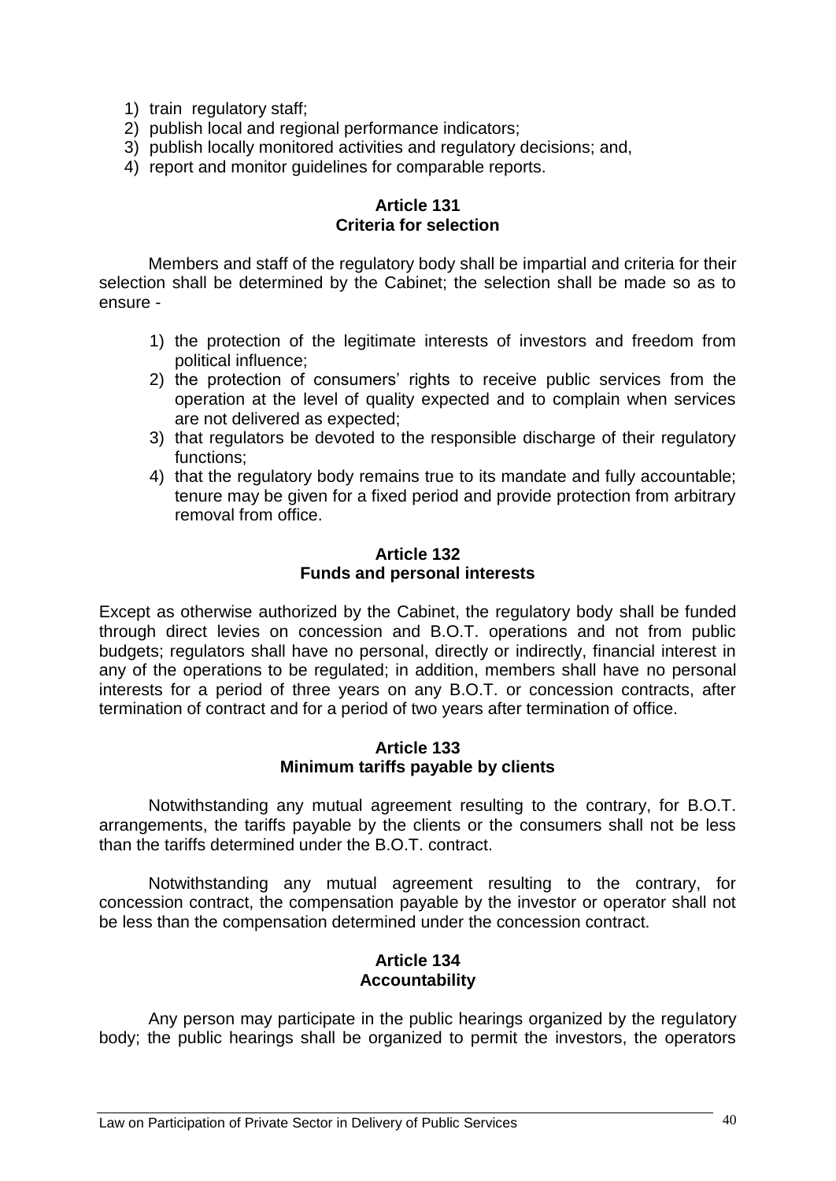1) train regulatory staff;
2) publish local and regional performance indicators;
3) publish locally monitored activities and regulatory decisions; and,
4) report and monitor guidelines for comparable reports.

### Article 131
### Criteria for selection

Members and staff of the regulatory body shall be impartial and criteria for their selection shall be determined by the Cabinet; the selection shall be made so as to ensure -

1) the protection of the legitimate interests of investors and freedom from political influence;
2) the protection of consumers' rights to receive public services from the operation at the level of quality expected and to complain when services are not delivered as expected;
3) that regulators be devoted to the responsible discharge of their regulatory functions;
4) that the regulatory body remains true to its mandate and fully accountable; tenure may be given for a fixed period and provide protection from arbitrary removal from office.

### Article 132
### Funds and personal interests

Except as otherwise authorized by the Cabinet, the regulatory body shall be funded through direct levies on concession and B.O.T. operations and not from public budgets; regulators shall have no personal, directly or indirectly, financial interest in any of the operations to be regulated; in addition, members shall have no personal interests for a period of three years on any B.O.T. or concession contracts, after termination of contract and for a period of two years after termination of office.

### Article 133
### Minimum tariffs payable by clients

Notwithstanding any mutual agreement resulting to the contrary, for B.O.T. arrangements, the tariffs payable by the clients or the consumers shall not be less than the tariffs determined under the B.O.T. contract.

Notwithstanding any mutual agreement resulting to the contrary, for concession contract, the compensation payable by the investor or operator shall not be less than the compensation determined under the concession contract.

### Article 134
### Accountability

Any person may participate in the public hearings organized by the regulatory body; the public hearings shall be organized to permit the investors, the operators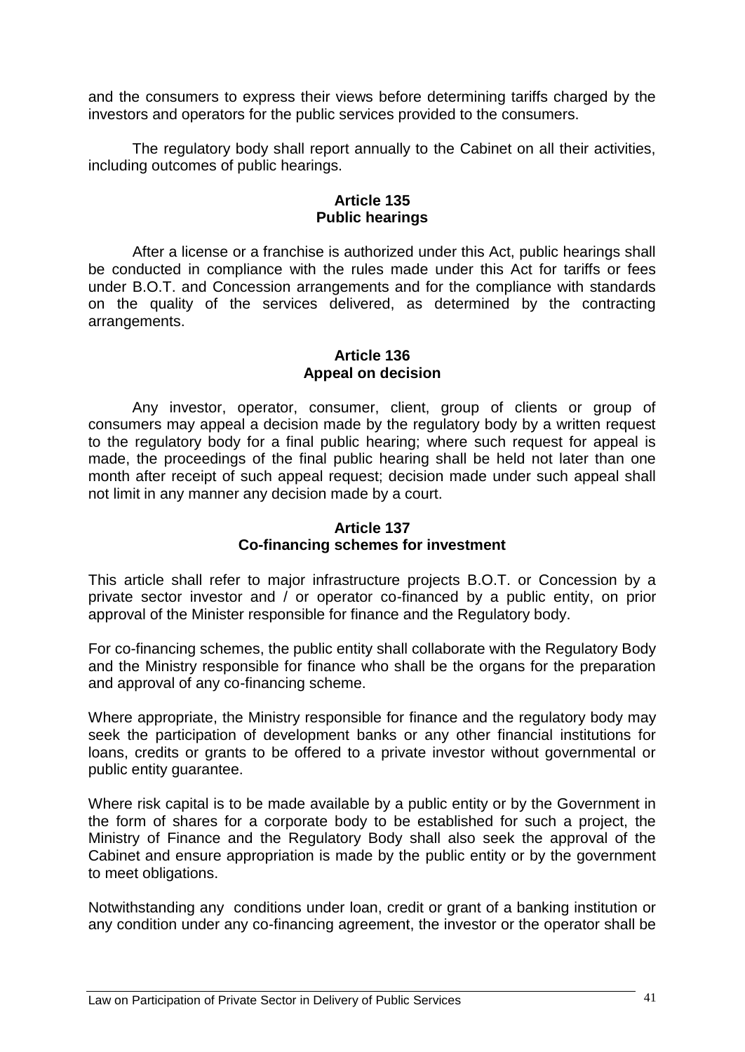and the consumers to express their views before determining tariffs charged by the investors and operators for the public services provided to the consumers.

The regulatory body shall report annually to the Cabinet on all their activities, including outcomes of public hearings.

### Article 135
### Public hearings

After a license or a franchise is authorized under this Act, public hearings shall be conducted in compliance with the rules made under this Act for tariffs or fees under B.O.T. and Concession arrangements and for the compliance with standards on the quality of the services delivered, as determined by the contracting arrangements.

### Article 136
### Appeal on decision

Any investor, operator, consumer, client, group of clients or group of consumers may appeal a decision made by the regulatory body by a written request to the regulatory body for a final public hearing; where such request for appeal is made, the proceedings of the final public hearing shall be held not later than one month after receipt of such appeal request; decision made under such appeal shall not limit in any manner any decision made by a court.

### Article 137
### Co-financing schemes for investment

This article shall refer to major infrastructure projects B.O.T. or Concession by a private sector investor and / or operator co-financed by a public entity, on prior approval of the Minister responsible for finance and the Regulatory body.

For co-financing schemes, the public entity shall collaborate with the Regulatory Body and the Ministry responsible for finance who shall be the organs for the preparation and approval of any co-financing scheme.

Where appropriate, the Ministry responsible for finance and the regulatory body may seek the participation of development banks or any other financial institutions for loans, credits or grants to be offered to a private investor without governmental or public entity guarantee.

Where risk capital is to be made available by a public entity or by the Government in the form of shares for a corporate body to be established for such a project, the Ministry of Finance and the Regulatory Body shall also seek the approval of the Cabinet and ensure appropriation is made by the public entity or by the government to meet obligations.

Notwithstanding any conditions under loan, credit or grant of a banking institution or any condition under any co-financing agreement, the investor or the operator shall be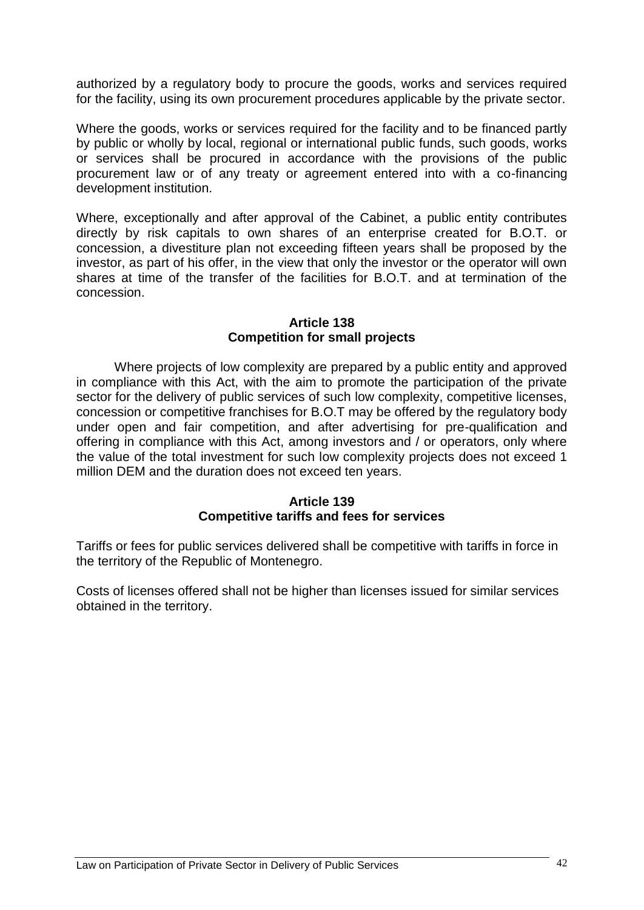authorized by a regulatory body to procure the goods, works and services required for the facility, using its own procurement procedures applicable by the private sector.

Where the goods, works or services required for the facility and to be financed partly by public or wholly by local, regional or international public funds, such goods, works or services shall be procured in accordance with the provisions of the public procurement law or of any treaty or agreement entered into with a co-financing development institution.

Where, exceptionally and after approval of the Cabinet, a public entity contributes directly by risk capitals to own shares of an enterprise created for B.O.T. or concession, a divestiture plan not exceeding fifteen years shall be proposed by the investor, as part of his offer, in the view that only the investor or the operator will own shares at time of the transfer of the facilities for B.O.T. and at termination of the concession.

**Article 138**
**Competition for small projects**

Where projects of low complexity are prepared by a public entity and approved in compliance with this Act, with the aim to promote the participation of the private sector for the delivery of public services of such low complexity, competitive licenses, concession or competitive franchises for B.O.T may be offered by the regulatory body under open and fair competition, and after advertising for pre-qualification and offering in compliance with this Act, among investors and / or operators, only where the value of the total investment for such low complexity projects does not exceed 1 million DEM and the duration does not exceed ten years.

**Article 139**
**Competitive tariffs and fees for services**

Tariffs or fees for public services delivered shall be competitive with tariffs in force in the territory of the Republic of Montenegro.

Costs of licenses offered shall not be higher than licenses issued for similar services obtained in the territory.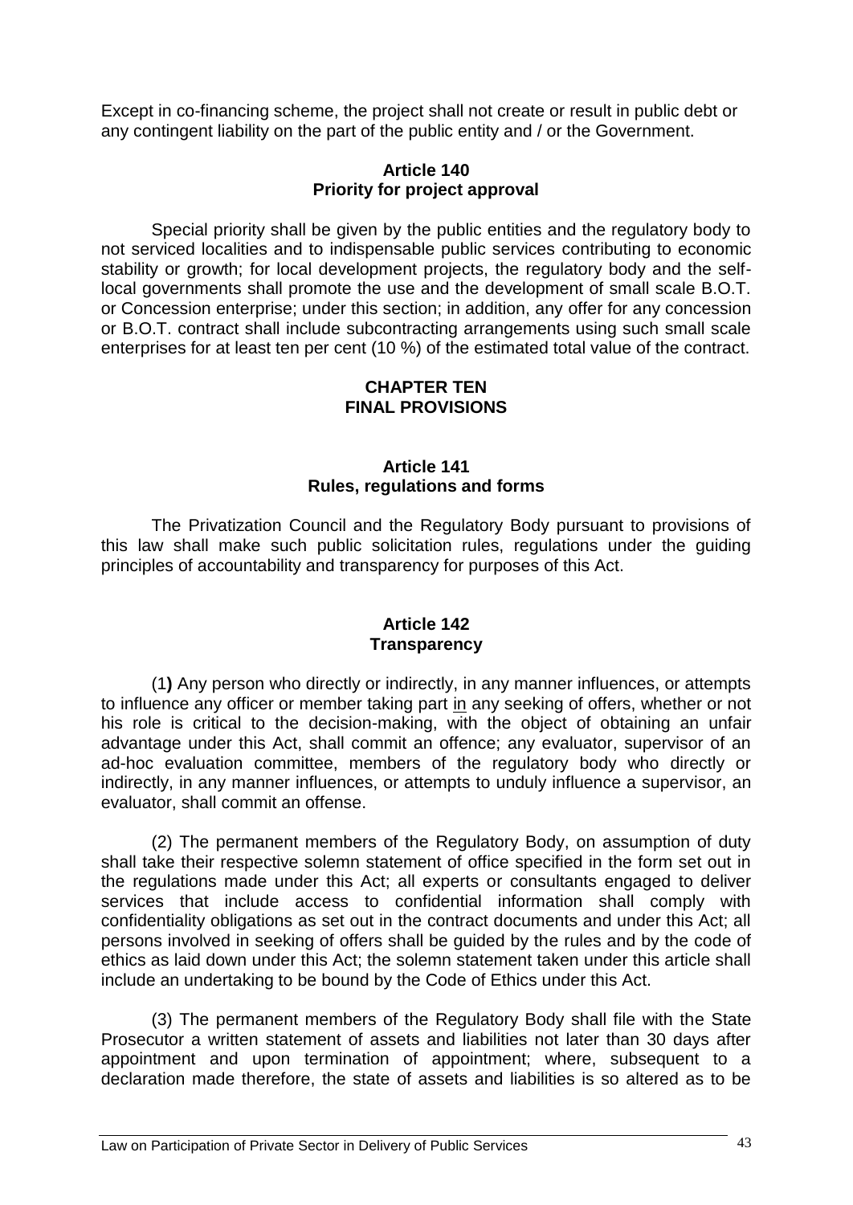Except in co-financing scheme, the project shall not create or result in public debt or any contingent liability on the part of the public entity and / or the Government.

### Article 140
### Priority for project approval

Special priority shall be given by the public entities and the regulatory body to not serviced localities and to indispensable public services contributing to economic stability or growth; for local development projects, the regulatory body and the self-local governments shall promote the use and the development of small scale B.O.T. or Concession enterprise; under this section; in addition, any offer for any concession or B.O.T. contract shall include subcontracting arrangements using such small scale enterprises for at least ten per cent (10 %) of the estimated total value of the contract.

## CHAPTER TEN
## FINAL PROVISIONS

### Article 141
### Rules, regulations and forms

The Privatization Council and the Regulatory Body pursuant to provisions of this law shall make such public solicitation rules, regulations under the guiding principles of accountability and transparency for purposes of this Act.

### Article 142
### Transparency

(1**)** Any person who directly or indirectly, in any manner influences, or attempts to influence any officer or member taking part in any seeking of offers, whether or not his role is critical to the decision-making, with the object of obtaining an unfair advantage under this Act, shall commit an offence; any evaluator, supervisor of an ad-hoc evaluation committee, members of the regulatory body who directly or indirectly, in any manner influences, or attempts to unduly influence a supervisor, an evaluator, shall commit an offense.

(2) The permanent members of the Regulatory Body, on assumption of duty shall take their respective solemn statement of office specified in the form set out in the regulations made under this Act; all experts or consultants engaged to deliver services that include access to confidential information shall comply with confidentiality obligations as set out in the contract documents and under this Act; all persons involved in seeking of offers shall be guided by the rules and by the code of ethics as laid down under this Act; the solemn statement taken under this article shall include an undertaking to be bound by the Code of Ethics under this Act.

(3) The permanent members of the Regulatory Body shall file with the State Prosecutor a written statement of assets and liabilities not later than 30 days after appointment and upon termination of appointment; where, subsequent to a declaration made therefore, the state of assets and liabilities is so altered as to be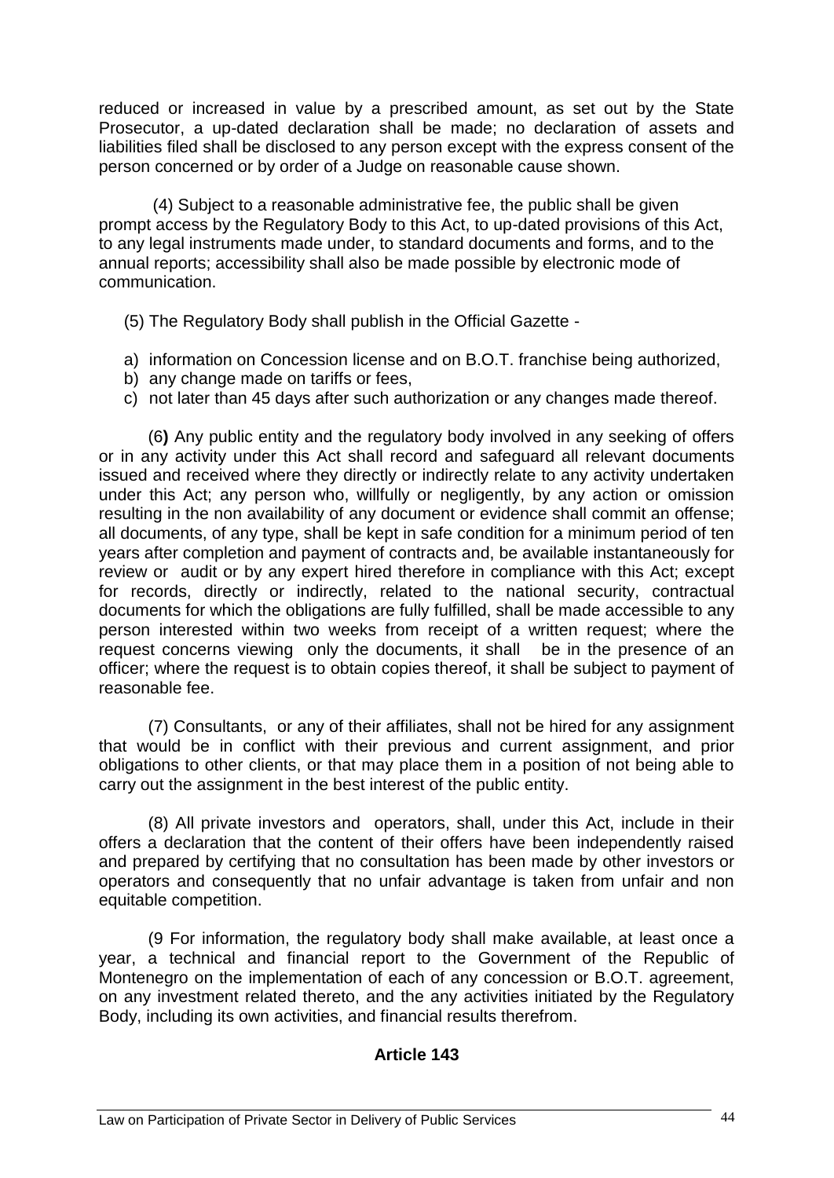reduced or increased in value by a prescribed amount, as set out by the State Prosecutor, a up-dated declaration shall be made; no declaration of assets and liabilities filed shall be disclosed to any person except with the express consent of the person concerned or by order of a Judge on reasonable cause shown.

(4) Subject to a reasonable administrative fee, the public shall be given prompt access by the Regulatory Body to this Act, to up-dated provisions of this Act, to any legal instruments made under, to standard documents and forms, and to the annual reports; accessibility shall also be made possible by electronic mode of communication.

(5) The Regulatory Body shall publish in the Official Gazette -

a) information on Concession license and on B.O.T. franchise being authorized,
b) any change made on tariffs or fees,
c) not later than 45 days after such authorization or any changes made thereof.

(6**)** Any public entity and the regulatory body involved in any seeking of offers or in any activity under this Act shall record and safeguard all relevant documents issued and received where they directly or indirectly relate to any activity undertaken under this Act; any person who, willfully or negligently, by any action or omission resulting in the non availability of any document or evidence shall commit an offense; all documents, of any type, shall be kept in safe condition for a minimum period of ten years after completion and payment of contracts and, be available instantaneously for review or audit or by any expert hired therefore in compliance with this Act; except for records, directly or indirectly, related to the national security, contractual documents for which the obligations are fully fulfilled, shall be made accessible to any person interested within two weeks from receipt of a written request; where the request concerns viewing only the documents, it shall be in the presence of an officer; where the request is to obtain copies thereof, it shall be subject to payment of reasonable fee.

(7) Consultants, or any of their affiliates, shall not be hired for any assignment that would be in conflict with their previous and current assignment, and prior obligations to other clients, or that may place them in a position of not being able to carry out the assignment in the best interest of the public entity.

(8) All private investors and operators, shall, under this Act, include in their offers a declaration that the content of their offers have been independently raised and prepared by certifying that no consultation has been made by other investors or operators and consequently that no unfair advantage is taken from unfair and non equitable competition.

(9 For information, the regulatory body shall make available, at least once a year, a technical and financial report to the Government of the Republic of Montenegro on the implementation of each of any concession or B.O.T. agreement, on any investment related thereto, and the any activities initiated by the Regulatory Body, including its own activities, and financial results therefrom.

### Article 143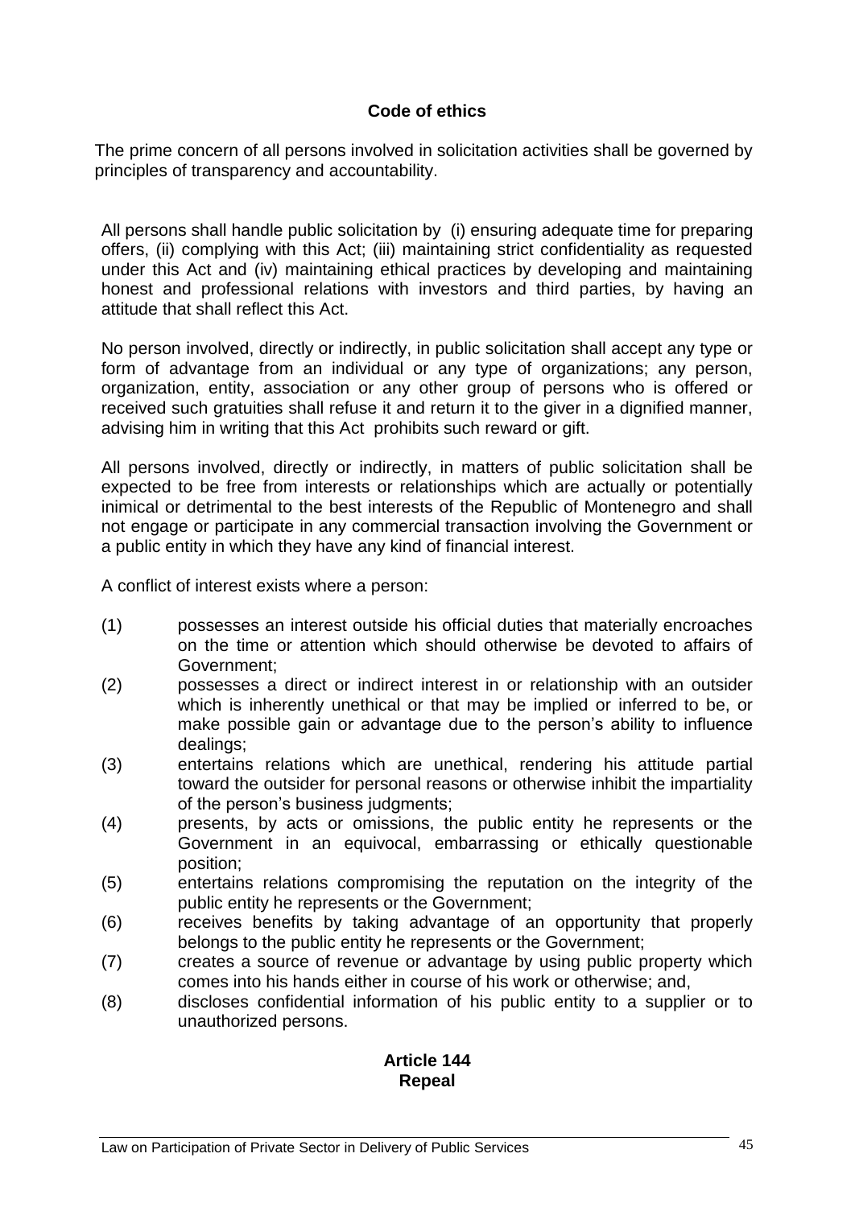**Code of ethics**

The prime concern of all persons involved in solicitation activities shall be governed by principles of transparency and accountability.

All persons shall handle public solicitation by (i) ensuring adequate time for preparing offers, (ii) complying with this Act; (iii) maintaining strict confidentiality as requested under this Act and (iv) maintaining ethical practices by developing and maintaining honest and professional relations with investors and third parties, by having an attitude that shall reflect this Act.

No person involved, directly or indirectly, in public solicitation shall accept any type or form of advantage from an individual or any type of organizations; any person, organization, entity, association or any other group of persons who is offered or received such gratuities shall refuse it and return it to the giver in a dignified manner, advising him in writing that this Act prohibits such reward or gift.

All persons involved, directly or indirectly, in matters of public solicitation shall be expected to be free from interests or relationships which are actually or potentially inimical or detrimental to the best interests of the Republic of Montenegro and shall not engage or participate in any commercial transaction involving the Government or a public entity in which they have any kind of financial interest.

A conflict of interest exists where a person:

(1) possesses an interest outside his official duties that materially encroaches on the time or attention which should otherwise be devoted to affairs of Government;

(2) possesses a direct or indirect interest in or relationship with an outsider which is inherently unethical or that may be implied or inferred to be, or make possible gain or advantage due to the person's ability to influence dealings;

(3) entertains relations which are unethical, rendering his attitude partial toward the outsider for personal reasons or otherwise inhibit the impartiality of the person's business judgments;

(4) presents, by acts or omissions, the public entity he represents or the Government in an equivocal, embarrassing or ethically questionable position;

(5) entertains relations compromising the reputation on the integrity of the public entity he represents or the Government;

(6) receives benefits by taking advantage of an opportunity that properly belongs to the public entity he represents or the Government;

(7) creates a source of revenue or advantage by using public property which comes into his hands either in course of his work or otherwise; and,

(8) discloses confidential information of his public entity to a supplier or to unauthorized persons.

**Article 144**
**Repeal**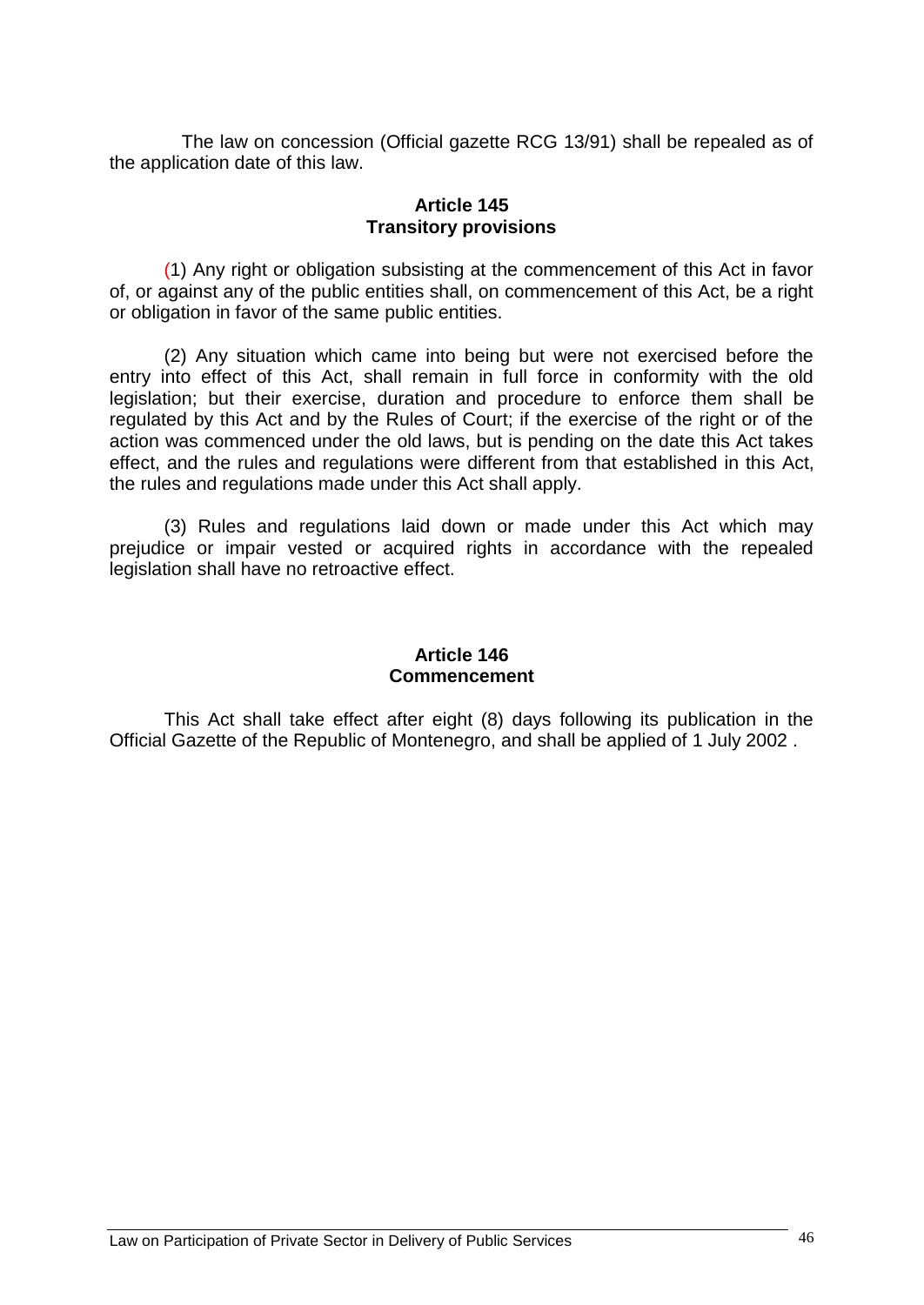The law on concession (Official gazette RCG 13/91) shall be repealed as of the application date of this law.

**Article 145**
**Transitory provisions**

(1) Any right or obligation subsisting at the commencement of this Act in favor of, or against any of the public entities shall, on commencement of this Act, be a right or obligation in favor of the same public entities.

(2) Any situation which came into being but were not exercised before the entry into effect of this Act, shall remain in full force in conformity with the old legislation; but their exercise, duration and procedure to enforce them shall be regulated by this Act and by the Rules of Court; if the exercise of the right or of the action was commenced under the old laws, but is pending on the date this Act takes effect, and the rules and regulations were different from that established in this Act, the rules and regulations made under this Act shall apply.

(3) Rules and regulations laid down or made under this Act which may prejudice or impair vested or acquired rights in accordance with the repealed legislation shall have no retroactive effect.

**Article 146**
**Commencement**

This Act shall take effect after eight (8) days following its publication in the Official Gazette of the Republic of Montenegro, and shall be applied of 1 July 2002 .